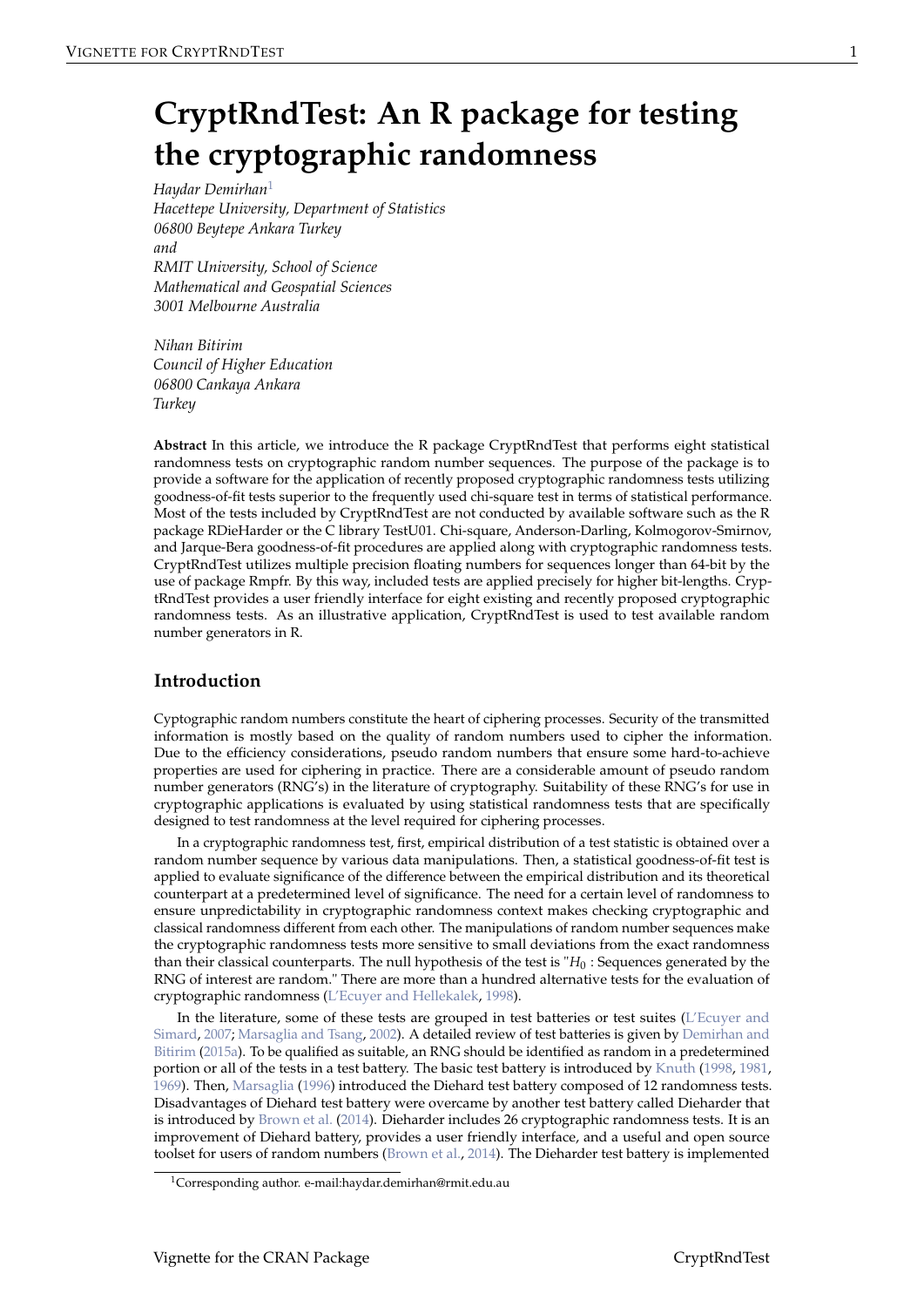# CryptRndTest: An R package for testing the cryptographic randomness

*Haydar Demirhan*[1]
*Hacettepe University, Department of Statistics*
*06800 Beytepe Ankara Turkey*
*and*
*RMIT University, School of Science*
*Mathematical and Geospatial Sciences*
*3001 Melbourne Australia*

*Nihan Bitirim*
*Council of Higher Education*
*06800 Cankaya Ankara*
*Turkey*

**Abstract** In this article, we introduce the R package CryptRndTest that performs eight statistical randomness tests on cryptographic random number sequences. The purpose of the package is to provide a software for the application of recently proposed cryptographic randomness tests utilizing goodness-of-fit tests superior to the frequently used chi-square test in terms of statistical performance. Most of the tests included by CryptRndTest are not conducted by available software such as the R package RDieHarder or the C library TestU01. Chi-square, Anderson-Darling, Kolmogorov-Smirnov, and Jarque-Bera goodness-of-fit procedures are applied along with cryptographic randomness tests. CryptRndTest utilizes multiple precision floating numbers for sequences longer than 64-bit by the use of package Rmpfr. By this way, included tests are applied precisely for higher bit-lengths. CryptRndTest provides a user friendly interface for eight existing and recently proposed cryptographic randomness tests. As an illustrative application, CryptRndTest is used to test available random number generators in R.

## Introduction

Cyptographic random numbers constitute the heart of ciphering processes. Security of the transmitted information is mostly based on the quality of random numbers used to cipher the information. Due to the efficiency considerations, pseudo random numbers that ensure some hard-to-achieve properties are used for ciphering in practice. There are a considerable amount of pseudo random number generators (RNG's) in the literature of cryptography. Suitability of these RNG's for use in cryptographic applications is evaluated by using statistical randomness tests that are specifically designed to test randomness at the level required for ciphering processes.

In a cryptographic randomness test, first, empirical distribution of a test statistic is obtained over a random number sequence by various data manipulations. Then, a statistical goodness-of-fit test is applied to evaluate significance of the difference between the empirical distribution and its theoretical counterpart at a predetermined level of significance. The need for a certain level of randomness to ensure unpredictability in cryptographic randomness context makes checking cryptographic and classical randomness different from each other. The manipulations of random number sequences make the cryptographic randomness tests more sensitive to small deviations from the exact randomness than their classical counterparts. The null hypothesis of the test is "$H_0$ : Sequences generated by the RNG of interest are random." There are more than a hundred alternative tests for the evaluation of cryptographic randomness (L'Ecuyer and Hellekalek, 1998).

In the literature, some of these tests are grouped in test batteries or test suites (L'Ecuyer and Simard, 2007; Marsaglia and Tsang, 2002). A detailed review of test batteries is given by Demirhan and Bitirim (2015a). To be qualified as suitable, an RNG should be identified as random in a predetermined portion or all of the tests in a test battery. The basic test battery is introduced by Knuth (1998, 1981, 1969). Then, Marsaglia (1996) introduced the Diehard test battery composed of 12 randomness tests. Disadvantages of Diehard test battery were overcame by another test battery called Dieharder that is introduced by Brown et al. (2014). Dieharder includes 26 cryptographic randomness tests. It is an improvement of Diehard battery, provides a user friendly interface, and a useful and open source toolset for users of random numbers (Brown et al., 2014). The Dieharder test battery is implemented

[1]Corresponding author. e-mail:haydar.demirhan@rmit.edu.au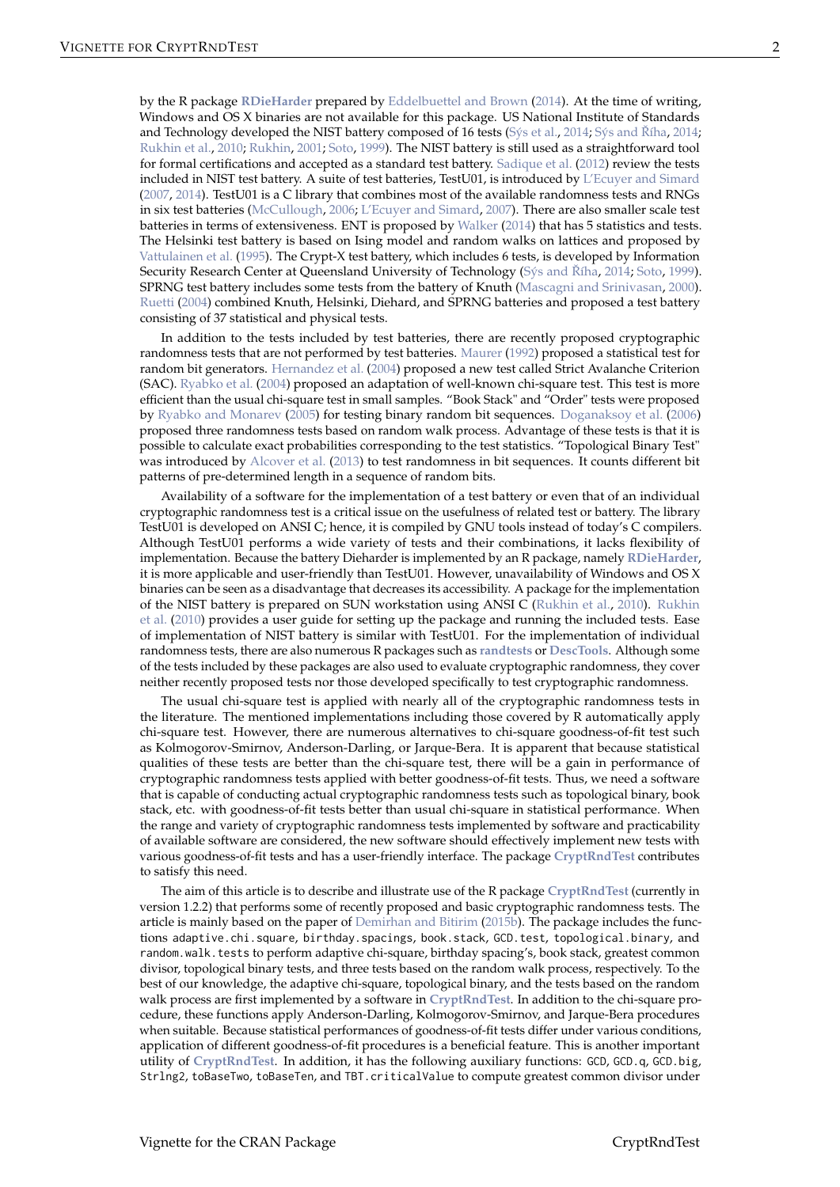by the R package **RDieHarder** prepared by Eddelbuettel and Brown (2014). At the time of writing, Windows and OS X binaries are not available for this package. US National Institute of Standards and Technology developed the NIST battery composed of 16 tests (Sýs et al., 2014; Sýs and Říha, 2014; Rukhin et al., 2010; Rukhin, 2001; Soto, 1999). The NIST battery is still used as a straightforward tool for formal certifications and accepted as a standard test battery. Sadique et al. (2012) review the tests included in NIST test battery. A suite of test batteries, TestU01, is introduced by L'Ecuyer and Simard (2007, 2014). TestU01 is a C library that combines most of the available randomness tests and RNGs in six test batteries (McCullough, 2006; L'Ecuyer and Simard, 2007). There are also smaller scale test batteries in terms of extensiveness. ENT is proposed by Walker (2014) that has 5 statistics and tests. The Helsinki test battery is based on Ising model and random walks on lattices and proposed by Vattulainen et al. (1995). The Crypt-X test battery, which includes 6 tests, is developed by Information Security Research Center at Queensland University of Technology (Sýs and Říha, 2014; Soto, 1999). SPRNG test battery includes some tests from the battery of Knuth (Mascagni and Srinivasan, 2000). Ruetti (2004) combined Knuth, Helsinki, Diehard, and SPRNG batteries and proposed a test battery consisting of 37 statistical and physical tests.

In addition to the tests included by test batteries, there are recently proposed cryptographic randomness tests that are not performed by test batteries. Maurer (1992) proposed a statistical test for random bit generators. Hernandez et al. (2004) proposed a new test called Strict Avalanche Criterion (SAC). Ryabko et al. (2004) proposed an adaptation of well-known chi-square test. This test is more efficient than the usual chi-square test in small samples. "Book Stack" and "Order" tests were proposed by Ryabko and Monarev (2005) for testing binary random bit sequences. Doganaksoy et al. (2006) proposed three randomness tests based on random walk process. Advantage of these tests is that it is possible to calculate exact probabilities corresponding to the test statistics. "Topological Binary Test" was introduced by Alcover et al. (2013) to test randomness in bit sequences. It counts different bit patterns of pre-determined length in a sequence of random bits.

Availability of a software for the implementation of a test battery or even that of an individual cryptographic randomness test is a critical issue on the usefulness of related test or battery. The library TestU01 is developed on ANSI C; hence, it is compiled by GNU tools instead of today's C compilers. Although TestU01 performs a wide variety of tests and their combinations, it lacks flexibility of implementation. Because the battery Dieharder is implemented by an R package, namely **RDieHarder**, it is more applicable and user-friendly than TestU01. However, unavailability of Windows and OS X binaries can be seen as a disadvantage that decreases its accessibility. A package for the implementation of the NIST battery is prepared on SUN workstation using ANSI C (Rukhin et al., 2010). Rukhin et al. (2010) provides a user guide for setting up the package and running the included tests. Ease of implementation of NIST battery is similar with TestU01. For the implementation of individual randomness tests, there are also numerous R packages such as **randtests** or **DescTools**. Although some of the tests included by these packages are also used to evaluate cryptographic randomness, they cover neither recently proposed tests nor those developed specifically to test cryptographic randomness.

The usual chi-square test is applied with nearly all of the cryptographic randomness tests in the literature. The mentioned implementations including those covered by R automatically apply chi-square test. However, there are numerous alternatives to chi-square goodness-of-fit test such as Kolmogorov-Smirnov, Anderson-Darling, or Jarque-Bera. It is apparent that because statistical qualities of these tests are better than the chi-square test, there will be a gain in performance of cryptographic randomness tests applied with better goodness-of-fit tests. Thus, we need a software that is capable of conducting actual cryptographic randomness tests such as topological binary, book stack, etc. with goodness-of-fit tests better than usual chi-square in statistical performance. When the range and variety of cryptographic randomness tests implemented by software and practicability of available software are considered, the new software should effectively implement new tests with various goodness-of-fit tests and has a user-friendly interface. The package **CryptRndTest** contributes to satisfy this need.

The aim of this article is to describe and illustrate use of the R package **CryptRndTest** (currently in version 1.2.2) that performs some of recently proposed and basic cryptographic randomness tests. The article is mainly based on the paper of Demirhan and Bitirim (2015b). The package includes the functions `adaptive.chi.square`, `birthday.spacings`, `book.stack`, `GCD.test`, `topological.binary`, and `random.walk.tests` to perform adaptive chi-square, birthday spacing's, book stack, greatest common divisor, topological binary tests, and three tests based on the random walk process, respectively. To the best of our knowledge, the adaptive chi-square, topological binary, and the tests based on the random walk process are first implemented by a software in **CryptRndTest**. In addition to the chi-square procedure, these functions apply Anderson-Darling, Kolmogorov-Smirnov, and Jarque-Bera procedures when suitable. Because statistical performances of goodness-of-fit tests differ under various conditions, application of different goodness-of-fit procedures is a beneficial feature. This is another important utility of **CryptRndTest**. In addition, it has the following auxiliary functions: `GCD`, `GCD.q`, `GCD.big`, `Strlng2`, `toBaseTwo`, `toBaseTen`, and `TBT.criticalValue` to compute greatest common divisor under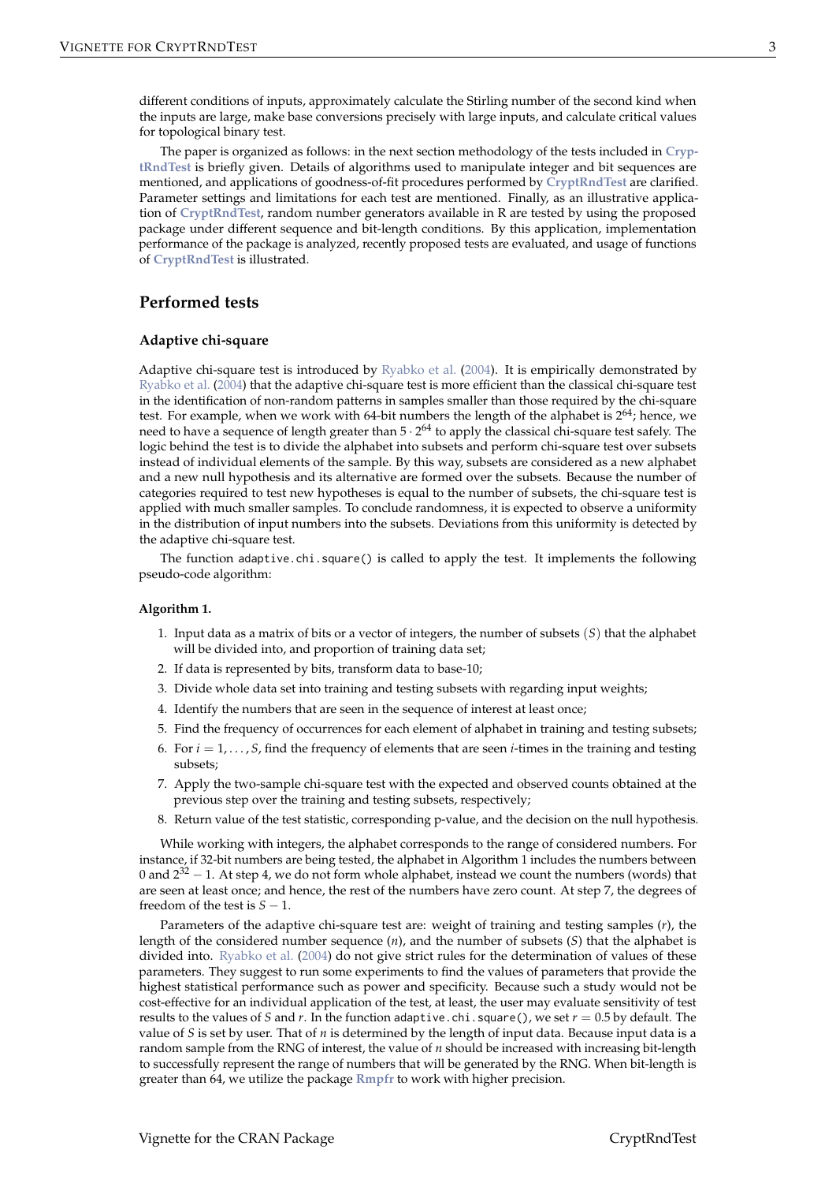different conditions of inputs, approximately calculate the Stirling number of the second kind when the inputs are large, make base conversions precisely with large inputs, and calculate critical values for topological binary test.

The paper is organized as follows: in the next section methodology of the tests included in **CryptRndTest** is briefly given. Details of algorithms used to manipulate integer and bit sequences are mentioned, and applications of goodness-of-fit procedures performed by **CryptRndTest** are clarified. Parameter settings and limitations for each test are mentioned. Finally, as an illustrative application of **CryptRndTest**, random number generators available in R are tested by using the proposed package under different sequence and bit-length conditions. By this application, implementation performance of the package is analyzed, recently proposed tests are evaluated, and usage of functions of **CryptRndTest** is illustrated.

## Performed tests

### Adaptive chi-square

Adaptive chi-square test is introduced by Ryabko et al. (2004). It is empirically demonstrated by Ryabko et al. (2004) that the adaptive chi-square test is more efficient than the classical chi-square test in the identification of non-random patterns in samples smaller than those required by the chi-square test. For example, when we work with 64-bit numbers the length of the alphabet is $2^{64}$; hence, we need to have a sequence of length greater than $5 \cdot 2^{64}$ to apply the classical chi-square test safely. The logic behind the test is to divide the alphabet into subsets and perform chi-square test over subsets instead of individual elements of the sample. By this way, subsets are considered as a new alphabet and a new null hypothesis and its alternative are formed over the subsets. Because the number of categories required to test new hypotheses is equal to the number of subsets, the chi-square test is applied with much smaller samples. To conclude randomness, it is expected to observe a uniformity in the distribution of input numbers into the subsets. Deviations from this uniformity is detected by the adaptive chi-square test.

The function `adaptive.chi.square()` is called to apply the test. It implements the following pseudo-code algorithm:

**Algorithm 1.**

1. Input data as a matrix of bits or a vector of integers, the number of subsets $(S)$ that the alphabet will be divided into, and proportion of training data set;
2. If data is represented by bits, transform data to base-10;
3. Divide whole data set into training and testing subsets with regarding input weights;
4. Identify the numbers that are seen in the sequence of interest at least once;
5. Find the frequency of occurrences for each element of alphabet in training and testing subsets;
6. For $i = 1, \ldots, S$, find the frequency of elements that are seen $i$-times in the training and testing subsets;
7. Apply the two-sample chi-square test with the expected and observed counts obtained at the previous step over the training and testing subsets, respectively;
8. Return value of the test statistic, corresponding p-value, and the decision on the null hypothesis.

While working with integers, the alphabet corresponds to the range of considered numbers. For instance, if 32-bit numbers are being tested, the alphabet in Algorithm 1 includes the numbers between 0 and $2^{32} - 1$. At step 4, we do not form whole alphabet, instead we count the numbers (words) that are seen at least once; and hence, the rest of the numbers have zero count. At step 7, the degrees of freedom of the test is $S - 1$.

Parameters of the adaptive chi-square test are: weight of training and testing samples ($r$), the length of the considered number sequence ($n$), and the number of subsets ($S$) that the alphabet is divided into. Ryabko et al. (2004) do not give strict rules for the determination of values of these parameters. They suggest to run some experiments to find the values of parameters that provide the highest statistical performance such as power and specificity. Because such a study would not be cost-effective for an individual application of the test, at least, the user may evaluate sensitivity of test results to the values of $S$ and $r$. In the function `adaptive.chi.square()`, we set $r = 0.5$ by default. The value of $S$ is set by user. That of $n$ is determined by the length of input data. Because input data is a random sample from the RNG of interest, the value of $n$ should be increased with increasing bit-length to successfully represent the range of numbers that will be generated by the RNG. When bit-length is greater than 64, we utilize the package **Rmpfr** to work with higher precision.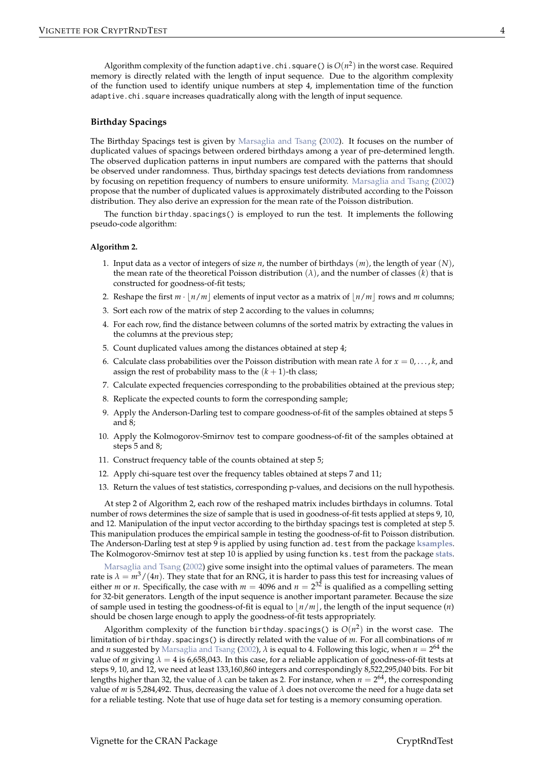Algorithm complexity of the function `adaptive.chi.square()` is $O(n^2)$ in the worst case. Required memory is directly related with the length of input sequence. Due to the algorithm complexity of the function used to identify unique numbers at step 4, implementation time of the function `adaptive.chi.square` increases quadratically along with the length of input sequence.

### Birthday Spacings

The Birthday Spacings test is given by Marsaglia and Tsang (2002). It focuses on the number of duplicated values of spacings between ordered birthdays among a year of pre-determined length. The observed duplication patterns in input numbers are compared with the patterns that should be observed under randomness. Thus, birthday spacings test detects deviations from randomness by focusing on repetition frequency of numbers to ensure uniformity. Marsaglia and Tsang (2002) propose that the number of duplicated values is approximately distributed according to the Poisson distribution. They also derive an expression for the mean rate of the Poisson distribution.

The function `birthday.spacings()` is employed to run the test. It implements the following pseudo-code algorithm:

**Algorithm 2.**

1. Input data as a vector of integers of size $n$, the number of birthdays ($m$), the length of year ($N$), the mean rate of the theoretical Poisson distribution ($\lambda$), and the number of classes ($k$) that is constructed for goodness-of-fit tests;
2. Reshape the first $m \cdot \lfloor n/m \rfloor$ elements of input vector as a matrix of $\lfloor n/m \rfloor$ rows and $m$ columns;
3. Sort each row of the matrix of step 2 according to the values in columns;
4. For each row, find the distance between columns of the sorted matrix by extracting the values in the columns at the previous step;
5. Count duplicated values among the distances obtained at step 4;
6. Calculate class probabilities over the Poisson distribution with mean rate $\lambda$ for $x = 0, \ldots, k$, and assign the rest of probability mass to the $(k+1)$-th class;
7. Calculate expected frequencies corresponding to the probabilities obtained at the previous step;
8. Replicate the expected counts to form the corresponding sample;
9. Apply the Anderson-Darling test to compare goodness-of-fit of the samples obtained at steps 5 and 8;
10. Apply the Kolmogorov-Smirnov test to compare goodness-of-fit of the samples obtained at steps 5 and 8;
11. Construct frequency table of the counts obtained at step 5;
12. Apply chi-square test over the frequency tables obtained at steps 7 and 11;
13. Return the values of test statistics, corresponding p-values, and decisions on the null hypothesis.

At step 2 of Algorithm 2, each row of the reshaped matrix includes birthdays in columns. Total number of rows determines the size of sample that is used in goodness-of-fit tests applied at steps 9, 10, and 12. Manipulation of the input vector according to the birthday spacings test is completed at step 5. This manipulation produces the empirical sample in testing the goodness-of-fit to Poisson distribution. The Anderson-Darling test at step 9 is applied by using function `ad.test` from the package **ksamples**. The Kolmogorov-Smirnov test at step 10 is applied by using function `ks.test` from the package **stats**.

Marsaglia and Tsang (2002) give some insight into the optimal values of parameters. The mean rate is $\lambda = m^3/(4n)$. They state that for an RNG, it is harder to pass this test for increasing values of either $m$ or $n$. Specifically, the case with $m = 4096$ and $n = 2^{32}$ is qualified as a compelling setting for 32-bit generators. Length of the input sequence is another important parameter. Because the size of sample used in testing the goodness-of-fit is equal to $\lfloor n/m \rfloor$, the length of the input sequence ($n$) should be chosen large enough to apply the goodness-of-fit tests appropriately.

Algorithm complexity of the function `birthday.spacings()` is $O(n^2)$ in the worst case. The limitation of `birthday.spacings()` is directly related with the value of $m$. For all combinations of $m$ and $n$ suggested by Marsaglia and Tsang (2002), $\lambda$ is equal to 4. Following this logic, when $n = 2^{64}$ the value of $m$ giving $\lambda = 4$ is 6,658,043. In this case, for a reliable application of goodness-of-fit tests at steps 9, 10, and 12, we need at least 133,160,860 integers and correspondingly 8,522,295,040 bits. For bit lengths higher than 32, the value of $\lambda$ can be taken as 2. For instance, when $n = 2^{64}$, the corresponding value of $m$ is 5,284,492. Thus, decreasing the value of $\lambda$ does not overcome the need for a huge data set for a reliable testing. Note that use of huge data set for testing is a memory consuming operation.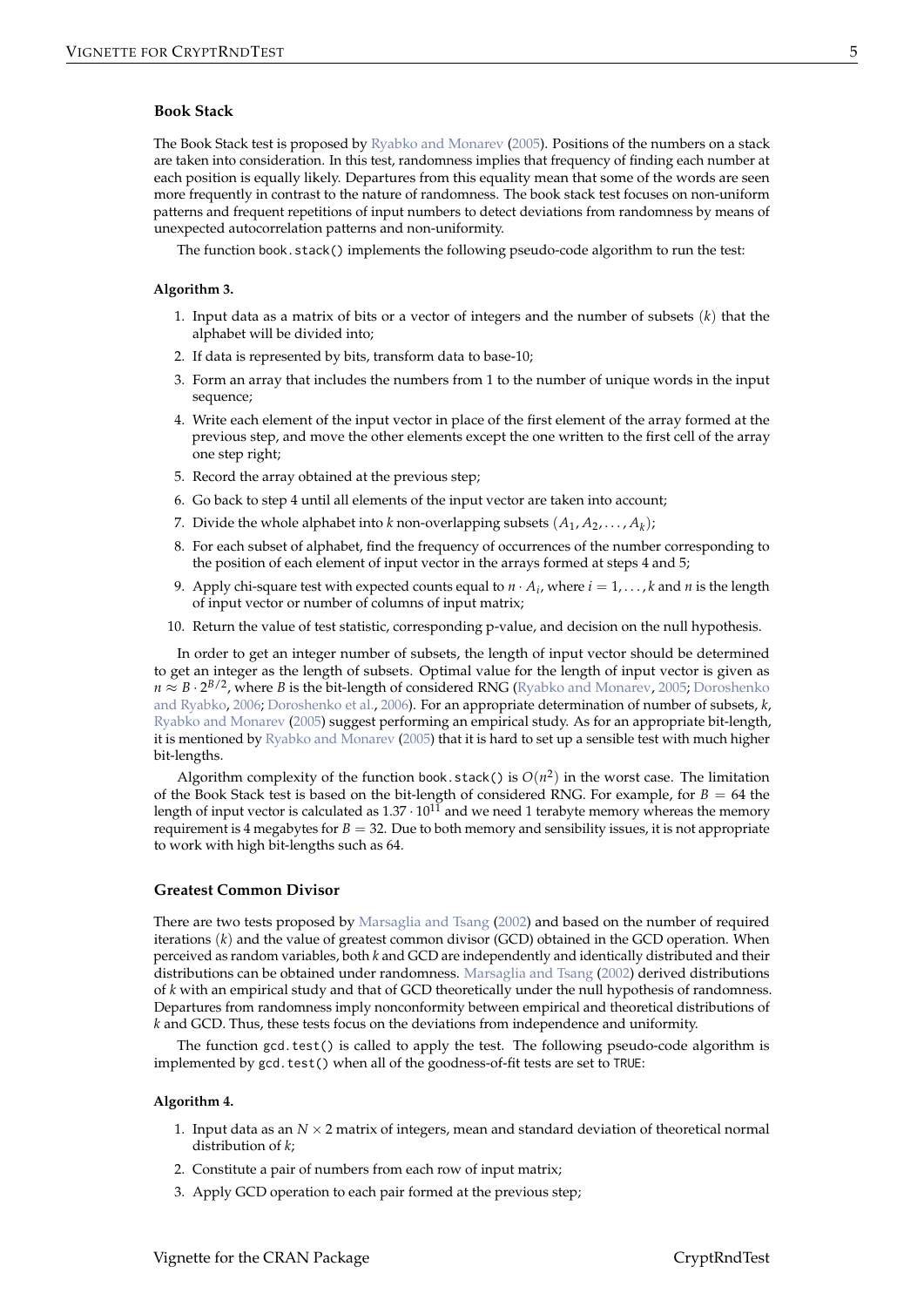### Book Stack

The Book Stack test is proposed by Ryabko and Monarev (2005). Positions of the numbers on a stack are taken into consideration. In this test, randomness implies that frequency of finding each number at each position is equally likely. Departures from this equality mean that some of the words are seen more frequently in contrast to the nature of randomness. The book stack test focuses on non-uniform patterns and frequent repetitions of input numbers to detect deviations from randomness by means of unexpected autocorrelation patterns and non-uniformity.

The function `book.stack()` implements the following pseudo-code algorithm to run the test:

**Algorithm 3.**

1. Input data as a matrix of bits or a vector of integers and the number of subsets $(k)$ that the alphabet will be divided into;
2. If data is represented by bits, transform data to base-10;
3. Form an array that includes the numbers from 1 to the number of unique words in the input sequence;
4. Write each element of the input vector in place of the first element of the array formed at the previous step, and move the other elements except the one written to the first cell of the array one step right;
5. Record the array obtained at the previous step;
6. Go back to step 4 until all elements of the input vector are taken into account;
7. Divide the whole alphabet into $k$ non-overlapping subsets $(A_1, A_2, \ldots, A_k)$;
8. For each subset of alphabet, find the frequency of occurrences of the number corresponding to the position of each element of input vector in the arrays formed at steps 4 and 5;
9. Apply chi-square test with expected counts equal to $n \cdot A_i$, where $i = 1, \ldots, k$ and $n$ is the length of input vector or number of columns of input matrix;
10. Return the value of test statistic, corresponding p-value, and decision on the null hypothesis.

In order to get an integer number of subsets, the length of input vector should be determined to get an integer as the length of subsets. Optimal value for the length of input vector is given as $n \approx B \cdot 2^{B/2}$, where $B$ is the bit-length of considered RNG (Ryabko and Monarev, 2005; Doroshenko and Ryabko, 2006; Doroshenko et al., 2006). For an appropriate determination of number of subsets, $k$, Ryabko and Monarev (2005) suggest performing an empirical study. As for an appropriate bit-length, it is mentioned by Ryabko and Monarev (2005) that it is hard to set up a sensible test with much higher bit-lengths.

Algorithm complexity of the function `book.stack()` is $O(n^2)$ in the worst case. The limitation of the Book Stack test is based on the bit-length of considered RNG. For example, for $B = 64$ the length of input vector is calculated as $1.37 \cdot 10^{11}$ and we need 1 terabyte memory whereas the memory requirement is 4 megabytes for $B = 32$. Due to both memory and sensibility issues, it is not appropriate to work with high bit-lengths such as 64.

### Greatest Common Divisor

There are two tests proposed by Marsaglia and Tsang (2002) and based on the number of required iterations $(k)$ and the value of greatest common divisor (GCD) obtained in the GCD operation. When perceived as random variables, both $k$ and GCD are independently and identically distributed and their distributions can be obtained under randomness. Marsaglia and Tsang (2002) derived distributions of $k$ with an empirical study and that of GCD theoretically under the null hypothesis of randomness. Departures from randomness imply nonconformity between empirical and theoretical distributions of $k$ and GCD. Thus, these tests focus on the deviations from independence and uniformity.

The function `gcd.test()` is called to apply the test. The following pseudo-code algorithm is implemented by `gcd.test()` when all of the goodness-of-fit tests are set to `TRUE`:

**Algorithm 4.**

1. Input data as an $N \times 2$ matrix of integers, mean and standard deviation of theoretical normal distribution of $k$;
2. Constitute a pair of numbers from each row of input matrix;
3. Apply GCD operation to each pair formed at the previous step;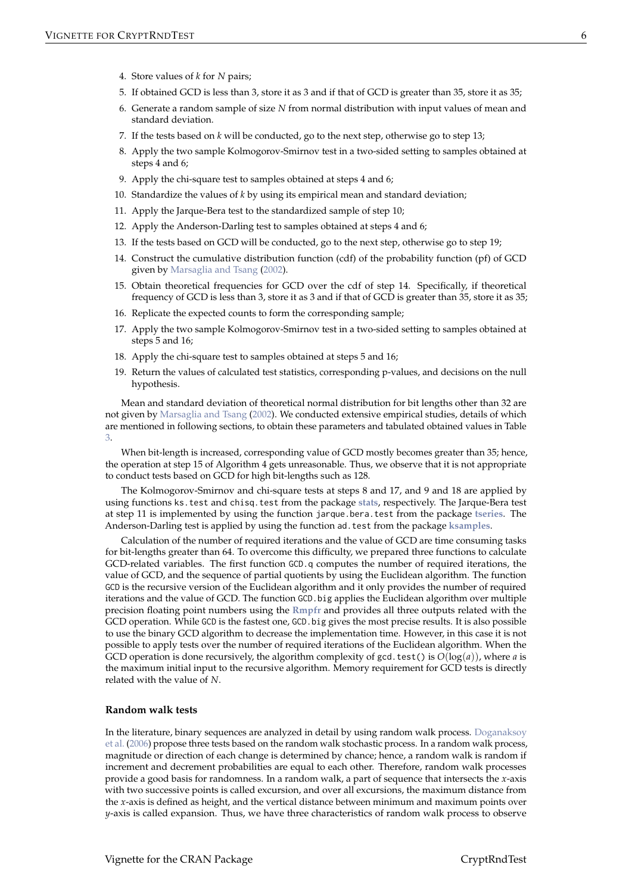4. Store values of $k$ for $N$ pairs;
5. If obtained GCD is less than 3, store it as 3 and if that of GCD is greater than 35, store it as 35;
6. Generate a random sample of size $N$ from normal distribution with input values of mean and standard deviation.
7. If the tests based on $k$ will be conducted, go to the next step, otherwise go to step 13;
8. Apply the two sample Kolmogorov-Smirnov test in a two-sided setting to samples obtained at steps 4 and 6;
9. Apply the chi-square test to samples obtained at steps 4 and 6;
10. Standardize the values of $k$ by using its empirical mean and standard deviation;
11. Apply the Jarque-Bera test to the standardized sample of step 10;
12. Apply the Anderson-Darling test to samples obtained at steps 4 and 6;
13. If the tests based on GCD will be conducted, go to the next step, otherwise go to step 19;
14. Construct the cumulative distribution function (cdf) of the probability function (pf) of GCD given by Marsaglia and Tsang (2002).
15. Obtain theoretical frequencies for GCD over the cdf of step 14. Specifically, if theoretical frequency of GCD is less than 3, store it as 3 and if that of GCD is greater than 35, store it as 35;
16. Replicate the expected counts to form the corresponding sample;
17. Apply the two sample Kolmogorov-Smirnov test in a two-sided setting to samples obtained at steps 5 and 16;
18. Apply the chi-square test to samples obtained at steps 5 and 16;
19. Return the values of calculated test statistics, corresponding p-values, and decisions on the null hypothesis.

Mean and standard deviation of theoretical normal distribution for bit lengths other than 32 are not given by Marsaglia and Tsang (2002). We conducted extensive empirical studies, details of which are mentioned in following sections, to obtain these parameters and tabulated obtained values in Table 3.

When bit-length is increased, corresponding value of GCD mostly becomes greater than 35; hence, the operation at step 15 of Algorithm 4 gets unreasonable. Thus, we observe that it is not appropriate to conduct tests based on GCD for high bit-lengths such as 128.

The Kolmogorov-Smirnov and chi-square tests at steps 8 and 17, and 9 and 18 are applied by using functions `ks.test` and `chisq.test` from the package **stats**, respectively. The Jarque-Bera test at step 11 is implemented by using the function `jarque.bera.test` from the package **tseries**. The Anderson-Darling test is applied by using the function `ad.test` from the package **ksamples**.

Calculation of the number of required iterations and the value of GCD are time consuming tasks for bit-lengths greater than 64. To overcome this difficulty, we prepared three functions to calculate GCD-related variables. The first function `GCD.q` computes the number of required iterations, the value of GCD, and the sequence of partial quotients by using the Euclidean algorithm. The function `GCD` is the recursive version of the Euclidean algorithm and it only provides the number of required iterations and the value of GCD. The function `GCD.big` applies the Euclidean algorithm over multiple precision floating point numbers using the **Rmpfr** and provides all three outputs related with the GCD operation. While `GCD` is the fastest one, `GCD.big` gives the most precise results. It is also possible to use the binary GCD algorithm to decrease the implementation time. However, in this case it is not possible to apply tests over the number of required iterations of the Euclidean algorithm. When the GCD operation is done recursively, the algorithm complexity of `gcd.test()` is $O(\log(a))$, where $a$ is the maximum initial input to the recursive algorithm. Memory requirement for GCD tests is directly related with the value of $N$.

### Random walk tests

In the literature, binary sequences are analyzed in detail by using random walk process. Doganaksoy et al. (2006) propose three tests based on the random walk stochastic process. In a random walk process, magnitude or direction of each change is determined by chance; hence, a random walk is random if increment and decrement probabilities are equal to each other. Therefore, random walk processes provide a good basis for randomness. In a random walk, a part of sequence that intersects the $x$-axis with two successive points is called excursion, and over all excursions, the maximum distance from the $x$-axis is defined as height, and the vertical distance between minimum and maximum points over $y$-axis is called expansion. Thus, we have three characteristics of random walk process to observe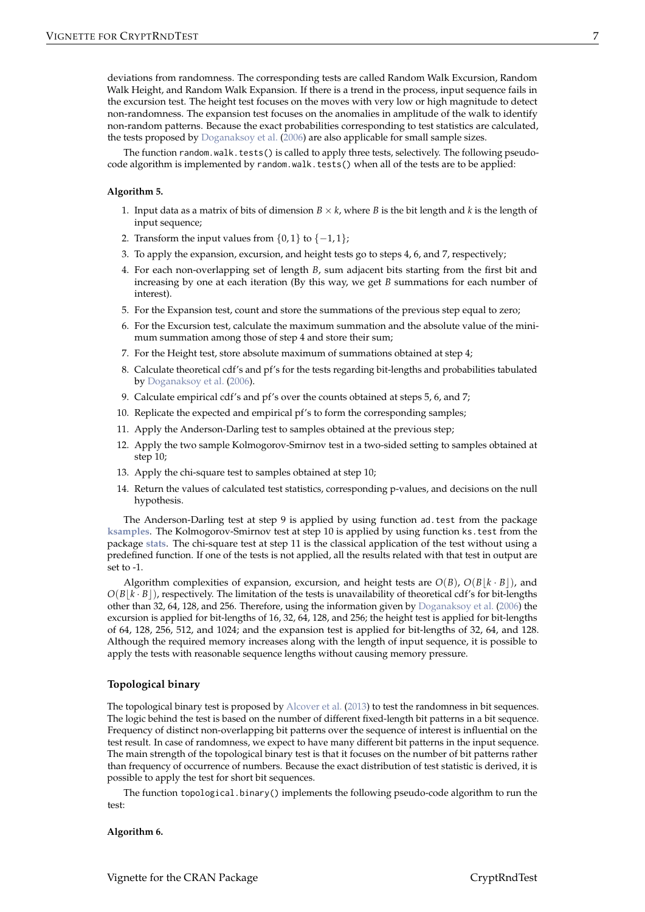deviations from randomness. The corresponding tests are called Random Walk Excursion, Random Walk Height, and Random Walk Expansion. If there is a trend in the process, input sequence fails in the excursion test. The height test focuses on the moves with very low or high magnitude to detect non-randomness. The expansion test focuses on the anomalies in amplitude of the walk to identify non-random patterns. Because the exact probabilities corresponding to test statistics are calculated, the tests proposed by Doganaksoy et al. (2006) are also applicable for small sample sizes.

The function `random.walk.tests()` is called to apply three tests, selectively. The following pseudo-code algorithm is implemented by `random.walk.tests()` when all of the tests are to be applied:

**Algorithm 5.**

1. Input data as a matrix of bits of dimension $B \times k$, where $B$ is the bit length and $k$ is the length of input sequence;
2. Transform the input values from $\{0, 1\}$ to $\{-1, 1\}$;
3. To apply the expansion, excursion, and height tests go to steps 4, 6, and 7, respectively;
4. For each non-overlapping set of length $B$, sum adjacent bits starting from the first bit and increasing by one at each iteration (By this way, we get $B$ summations for each number of interest).
5. For the Expansion test, count and store the summations of the previous step equal to zero;
6. For the Excursion test, calculate the maximum summation and the absolute value of the minimum summation among those of step 4 and store their sum;
7. For the Height test, store absolute maximum of summations obtained at step 4;
8. Calculate theoretical cdf's and pf's for the tests regarding bit-lengths and probabilities tabulated by Doganaksoy et al. (2006).
9. Calculate empirical cdf's and pf's over the counts obtained at steps 5, 6, and 7;
10. Replicate the expected and empirical pf's to form the corresponding samples;
11. Apply the Anderson-Darling test to samples obtained at the previous step;
12. Apply the two sample Kolmogorov-Smirnov test in a two-sided setting to samples obtained at step 10;
13. Apply the chi-square test to samples obtained at step 10;
14. Return the values of calculated test statistics, corresponding p-values, and decisions on the null hypothesis.

The Anderson-Darling test at step 9 is applied by using function `ad.test` from the package **ksamples**. The Kolmogorov-Smirnov test at step 10 is applied by using function `ks.test` from the package **stats**. The chi-square test at step 11 is the classical application of the test without using a predefined function. If one of the tests is not applied, all the results related with that test in output are set to -1.

Algorithm complexities of expansion, excursion, and height tests are $O(B)$, $O(B\lfloor k \cdot B \rfloor)$, and $O(B\lfloor k \cdot B \rfloor)$, respectively. The limitation of the tests is unavailability of theoretical cdf's for bit-lengths other than 32, 64, 128, and 256. Therefore, using the information given by Doganaksoy et al. (2006) the excursion is applied for bit-lengths of 16, 32, 64, 128, and 256; the height test is applied for bit-lengths of 64, 128, 256, 512, and 1024; and the expansion test is applied for bit-lengths of 32, 64, and 128. Although the required memory increases along with the length of input sequence, it is possible to apply the tests with reasonable sequence lengths without causing memory pressure.

### Topological binary

The topological binary test is proposed by Alcover et al. (2013) to test the randomness in bit sequences. The logic behind the test is based on the number of different fixed-length bit patterns in a bit sequence. Frequency of distinct non-overlapping bit patterns over the sequence of interest is influential on the test result. In case of randomness, we expect to have many different bit patterns in the input sequence. The main strength of the topological binary test is that it focuses on the number of bit patterns rather than frequency of occurrence of numbers. Because the exact distribution of test statistic is derived, it is possible to apply the test for short bit sequences.

The function `topological.binary()` implements the following pseudo-code algorithm to run the test:

**Algorithm 6.**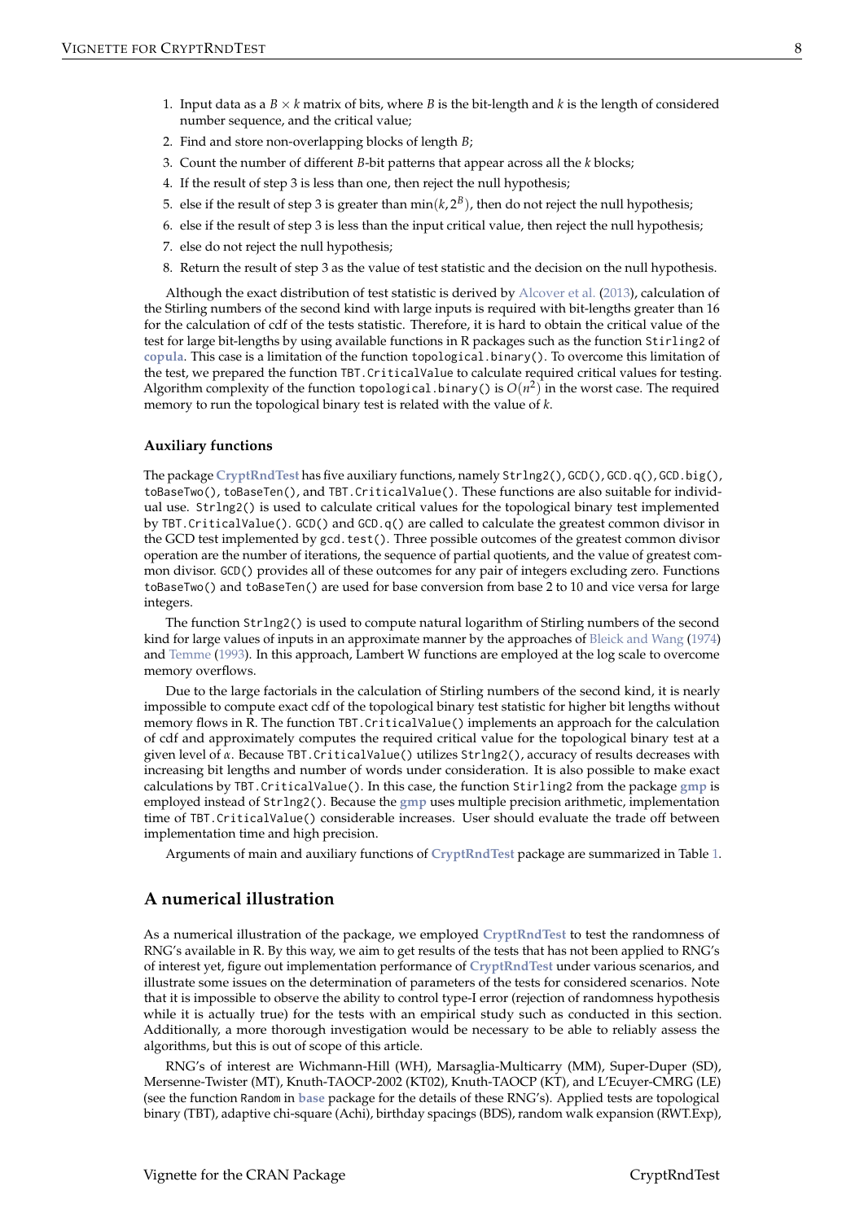1. Input data as a $B \times k$ matrix of bits, where $B$ is the bit-length and $k$ is the length of considered number sequence, and the critical value;
2. Find and store non-overlapping blocks of length $B$;
3. Count the number of different $B$-bit patterns that appear across all the $k$ blocks;
4. If the result of step 3 is less than one, then reject the null hypothesis;
5. else if the result of step 3 is greater than $\min(k, 2^B)$, then do not reject the null hypothesis;
6. else if the result of step 3 is less than the input critical value, then reject the null hypothesis;
7. else do not reject the null hypothesis;
8. Return the result of step 3 as the value of test statistic and the decision on the null hypothesis.

Although the exact distribution of test statistic is derived by Alcover et al. (2013), calculation of the Stirling numbers of the second kind with large inputs is required with bit-lengths greater than 16 for the calculation of cdf of the tests statistic. Therefore, it is hard to obtain the critical value of the test for large bit-lengths by using available functions in R packages such as the function `Stirling2` of **copula**. This case is a limitation of the function `topological.binary()`. To overcome this limitation of the test, we prepared the function `TBT.CriticalValue` to calculate required critical values for testing. Algorithm complexity of the function `topological.binary()` is $O(n^2)$ in the worst case. The required memory to run the topological binary test is related with the value of $k$.

### Auxiliary functions

The package **CryptRndTest** has five auxiliary functions, namely `Strlng2()`, `GCD()`, `GCD.q()`, `GCD.big()`, `toBaseTwo()`, `toBaseTen()`, and `TBT.CriticalValue()`. These functions are also suitable for individual use. `Strlng2()` is used to calculate critical values for the topological binary test implemented by `TBT.CriticalValue()`. `GCD()` and `GCD.q()` are called to calculate the greatest common divisor in the GCD test implemented by `gcd.test()`. Three possible outcomes of the greatest common divisor operation are the number of iterations, the sequence of partial quotients, and the value of greatest common divisor. `GCD()` provides all of these outcomes for any pair of integers excluding zero. Functions `toBaseTwo()` and `toBaseTen()` are used for base conversion from base 2 to 10 and vice versa for large integers.

The function `Strlng2()` is used to compute natural logarithm of Stirling numbers of the second kind for large values of inputs in an approximate manner by the approaches of Bleick and Wang (1974) and Temme (1993). In this approach, Lambert W functions are employed at the log scale to overcome memory overflows.

Due to the large factorials in the calculation of Stirling numbers of the second kind, it is nearly impossible to compute exact cdf of the topological binary test statistic for higher bit lengths without memory flows in R. The function `TBT.CriticalValue()` implements an approach for the calculation of cdf and approximately computes the required critical value for the topological binary test at a given level of $\alpha$. Because `TBT.CriticalValue()` utilizes `Strlng2()`, accuracy of results decreases with increasing bit lengths and number of words under consideration. It is also possible to make exact calculations by `TBT.CriticalValue()`. In this case, the function `Stirling2` from the package **gmp** is employed instead of `Strlng2()`. Because the **gmp** uses multiple precision arithmetic, implementation time of `TBT.CriticalValue()` considerable increases. User should evaluate the trade off between implementation time and high precision.

Arguments of main and auxiliary functions of **CryptRndTest** package are summarized in Table 1.

## A numerical illustration

As a numerical illustration of the package, we employed **CryptRndTest** to test the randomness of RNG's available in R. By this way, we aim to get results of the tests that has not been applied to RNG's of interest yet, figure out implementation performance of **CryptRndTest** under various scenarios, and illustrate some issues on the determination of parameters of the tests for considered scenarios. Note that it is impossible to observe the ability to control type-I error (rejection of randomness hypothesis while it is actually true) for the tests with an empirical study such as conducted in this section. Additionally, a more thorough investigation would be necessary to be able to reliably assess the algorithms, but this is out of scope of this article.

RNG's of interest are Wichmann-Hill (WH), Marsaglia-Multicarry (MM), Super-Duper (SD), Mersenne-Twister (MT), Knuth-TAOCP-2002 (KT02), Knuth-TAOCP (KT), and L'Ecuyer-CMRG (LE) (see the function `Random` in **base** package for the details of these RNG's). Applied tests are topological binary (TBT), adaptive chi-square (Achi), birthday spacings (BDS), random walk expansion (RWT.Exp),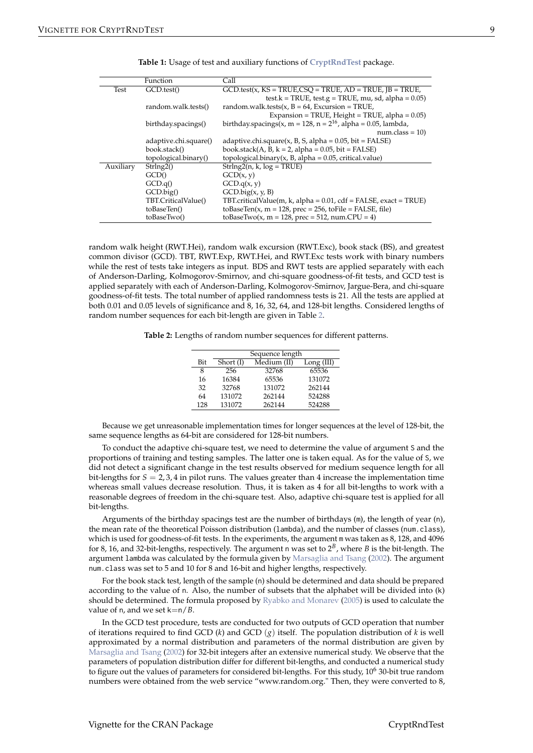**Table 1:** Usage of test and auxiliary functions of CryptRndTest package.

| | Function | Call |
|---|---|---|
| Test | GCD.test() | GCD.test(x, KS = TRUE,CSQ = TRUE, AD = TRUE, JB = TRUE, test.k = TRUE, test.g = TRUE, mu, sd, alpha = 0.05) |
| | random.walk.tests() | random.walk.tests(x, B = 64, Excursion = TRUE, Expansion = TRUE, Height = TRUE, alpha = 0.05) |
| | birthday.spacings() | birthday.spacings(x, m = 128, n = $2^{16}$, alpha = 0.05, lambda, num.class = 10) |
| | adaptive.chi.square() | adaptive.chi.square(x, B, S, alpha = 0.05, bit = FALSE) |
| | book.stack() | book.stack(A, B, k = 2, alpha = 0.05, bit = FALSE) |
| | topological.binary() | topological.binary(x, B, alpha = 0.05, critical.value) |
| Auxiliary | Strlng2() | Strlng2(n, k, log = TRUE) |
| | GCD() | GCD(x, y) |
| | GCD.q() | GCD.q(x, y) |
| | GCD.big() | GCD.big(x, y, B) |
| | TBT.CriticalValue() | TBT.criticalValue(m, k, alpha = 0.01, cdf = FALSE, exact = TRUE) |
| | toBaseTen() | toBaseTen(x, m = 128, prec = 256, toFile = FALSE, file) |
| | toBaseTwo() | toBaseTwo(x, m = 128, prec = 512, num.CPU = 4) |

random walk height (RWT.Hei), random walk excursion (RWT.Exc), book stack (BS), and greatest common divisor (GCD). TBT, RWT.Exp, RWT.Hei, and RWT.Exc tests work with binary numbers while the rest of tests take integers as input. BDS and RWT tests are applied separately with each of Anderson-Darling, Kolmogorov-Smirnov, and chi-square goodness-of-fit tests, and GCD test is applied separately with each of Anderson-Darling, Kolmogorov-Smirnov, Jargue-Bera, and chi-square goodness-of-fit tests. The total number of applied randomness tests is 21. All the tests are applied at both 0.01 and 0.05 levels of significance and 8, 16, 32, 64, and 128-bit lengths. Considered lengths of random number sequences for each bit-length are given in Table 2.

**Table 2:** Lengths of random number sequences for different patterns.

| | Sequence length | | |
|---|---|---|---|
| Bit | Short (I) | Medium (II) | Long (III) |
| 8 | 256 | 32768 | 65536 |
| 16 | 16384 | 65536 | 131072 |
| 32 | 32768 | 131072 | 262144 |
| 64 | 131072 | 262144 | 524288 |
| 128 | 131072 | 262144 | 524288 |

Because we get unreasonable implementation times for longer sequences at the level of 128-bit, the same sequence lengths as 64-bit are considered for 128-bit numbers.

To conduct the adaptive chi-square test, we need to determine the value of argument S and the proportions of training and testing samples. The latter one is taken equal. As for the value of S, we did not detect a significant change in the test results observed for medium sequence length for all bit-lengths for $S = 2, 3, 4$ in pilot runs. The values greater than 4 increase the implementation time whereas small values decrease resolution. Thus, it is taken as 4 for all bit-lengths to work with a reasonable degrees of freedom in the chi-square test. Also, adaptive chi-square test is applied for all bit-lengths.

Arguments of the birthday spacings test are the number of birthdays (m), the length of year (n), the mean rate of the theoretical Poisson distribution (lambda), and the number of classes (num.class), which is used for goodness-of-fit tests. In the experiments, the argument m was taken as 8, 128, and 4096 for 8, 16, and 32-bit-lengths, respectively. The argument n was set to $2^B$, where $B$ is the bit-length. The argument lambda was calculated by the formula given by Marsaglia and Tsang (2002). The argument num.class was set to 5 and 10 for 8 and 16-bit and higher lengths, respectively.

For the book stack test, length of the sample (n) should be determined and data should be prepared according to the value of n. Also, the number of subsets that the alphabet will be divided into (k) should be determined. The formula proposed by Ryabko and Monarev (2005) is used to calculate the value of n, and we set k=n/$B$.

In the GCD test procedure, tests are conducted for two outputs of GCD operation that number of iterations required to find GCD ($k$) and GCD ($g$) itself. The population distribution of $k$ is well approximated by a normal distribution and parameters of the normal distribution are given by Marsaglia and Tsang (2002) for 32-bit integers after an extensive numerical study. We observe that the parameters of population distribution differ for different bit-lengths, and conducted a numerical study to figure out the values of parameters for considered bit-lengths. For this study, $10^6$ 30-bit true random numbers were obtained from the web service "www.random.org." Then, they were converted to 8,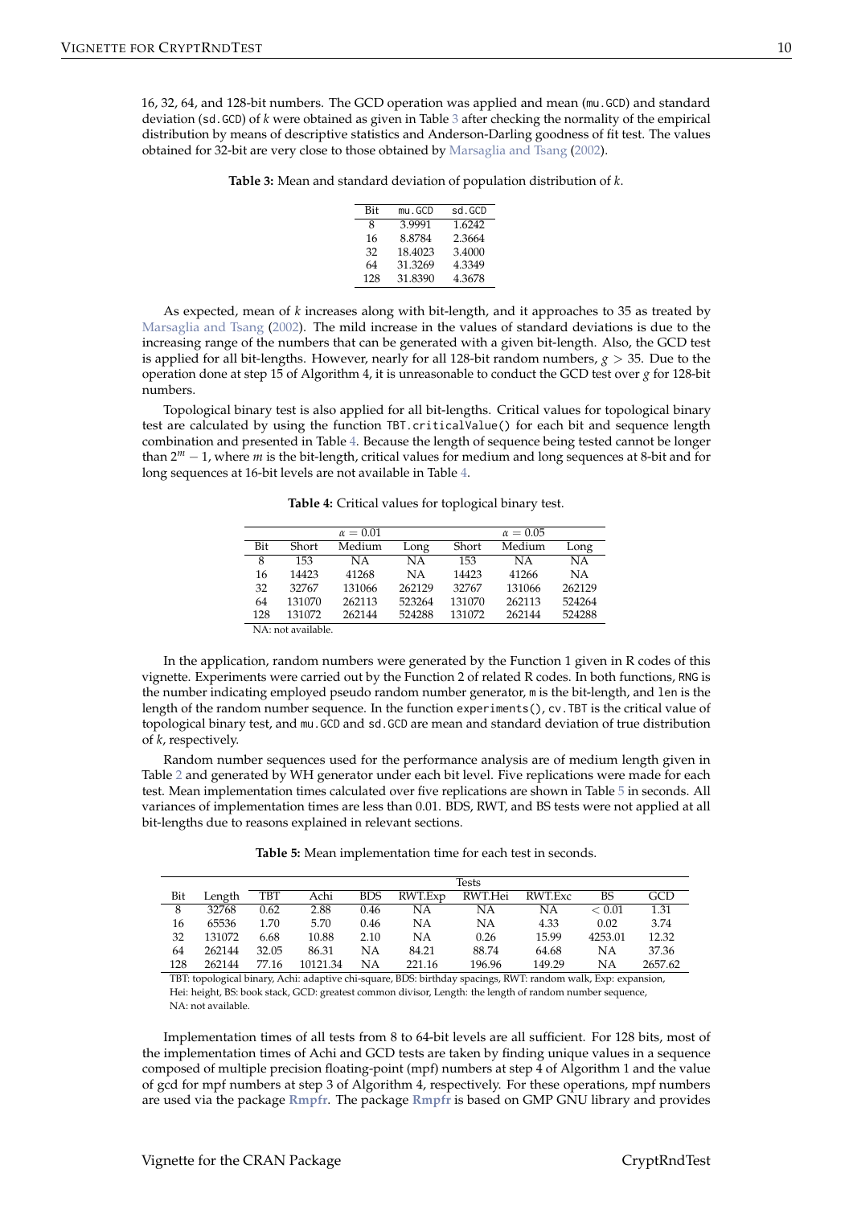16, 32, 64, and 128-bit numbers. The GCD operation was applied and mean (`mu.GCD`) and standard deviation (`sd.GCD`) of $k$ were obtained as given in Table 3 after checking the normality of the empirical distribution by means of descriptive statistics and Anderson-Darling goodness of fit test. The values obtained for 32-bit are very close to those obtained by Marsaglia and Tsang (2002).

**Table 3:** Mean and standard deviation of population distribution of $k$.

| Bit | mu.GCD | sd.GCD |
|---|---|---|
| 8 | 3.9991 | 1.6242 |
| 16 | 8.8784 | 2.3664 |
| 32 | 18.4023 | 3.4000 |
| 64 | 31.3269 | 4.3349 |
| 128 | 31.8390 | 4.3678 |

As expected, mean of $k$ increases along with bit-length, and it approaches to 35 as treated by Marsaglia and Tsang (2002). The mild increase in the values of standard deviations is due to the increasing range of the numbers that can be generated with a given bit-length. Also, the GCD test is applied for all bit-lengths. However, nearly for all 128-bit random numbers, $g > 35$. Due to the operation done at step 15 of Algorithm 4, it is unreasonable to conduct the GCD test over $g$ for 128-bit numbers.

Topological binary test is also applied for all bit-lengths. Critical values for topological binary test are calculated by using the function `TBT.criticalValue()` for each bit and sequence length combination and presented in Table 4. Because the length of sequence being tested cannot be longer than $2^m - 1$, where $m$ is the bit-length, critical values for medium and long sequences at 8-bit and for long sequences at 16-bit levels are not available in Table 4.

**Table 4:** Critical values for toplogical binary test.

| | $\alpha = 0.01$ | | | $\alpha = 0.05$ | | |
|---|---|---|---|---|---|---|
| Bit | Short | Medium | Long | Short | Medium | Long |
| 8 | 153 | NA | NA | 153 | NA | NA |
| 16 | 14423 | 41268 | NA | 14423 | 41266 | NA |
| 32 | 32767 | 131066 | 262129 | 32767 | 131066 | 262129 |
| 64 | 131070 | 262113 | 523264 | 131070 | 262113 | 524264 |
| 128 | 131072 | 262144 | 524288 | 131072 | 262144 | 524288 |

NA: not available.

In the application, random numbers were generated by the Function 1 given in R codes of this vignette. Experiments were carried out by the Function 2 of related R codes. In both functions, `RNG` is the number indicating employed pseudo random number generator, `m` is the bit-length, and `len` is the length of the random number sequence. In the function `experiments()`, `cv.TBT` is the critical value of topological binary test, and `mu.GCD` and `sd.GCD` are mean and standard deviation of true distribution of $k$, respectively.

Random number sequences used for the performance analysis are of medium length given in Table 2 and generated by WH generator under each bit level. Five replications were made for each test. Mean implementation times calculated over five replications are shown in Table 5 in seconds. All variances of implementation times are less than 0.01. BDS, RWT, and BS tests were not applied at all bit-lengths due to reasons explained in relevant sections.

**Table 5:** Mean implementation time for each test in seconds.

| | | Tests | | | | | | | |
|---|---|---|---|---|---|---|---|---|---|
| Bit | Length | TBT | Achi | BDS | RWT.Exp | RWT.Hei | RWT.Exc | BS | GCD |
| 8 | 32768 | 0.62 | 2.88 | 0.46 | NA | NA | NA | $< 0.01$ | 1.31 |
| 16 | 65536 | 1.70 | 5.70 | 0.46 | NA | NA | 4.33 | 0.02 | 3.74 |
| 32 | 131072 | 6.68 | 10.88 | 2.10 | NA | 0.26 | 15.99 | 4253.01 | 12.32 |
| 64 | 262144 | 32.05 | 86.31 | NA | 84.21 | 88.74 | 64.68 | NA | 37.36 |
| 128 | 262144 | 77.16 | 10121.34 | NA | 221.16 | 196.96 | 149.29 | NA | 2657.62 |

TBT: topological binary, Achi: adaptive chi-square, BDS: birthday spacings, RWT: random walk, Exp: expansion, Hei: height, BS: book stack, GCD: greatest common divisor, Length: the length of random number sequence, NA: not available.

Implementation times of all tests from 8 to 64-bit levels are all sufficient. For 128 bits, most of the implementation times of Achi and GCD tests are taken by finding unique values in a sequence composed of multiple precision floating-point (mpf) numbers at step 4 of Algorithm 1 and the value of gcd for mpf numbers at step 3 of Algorithm 4, respectively. For these operations, mpf numbers are used via the package **Rmpfr**. The package **Rmpfr** is based on GMP GNU library and provides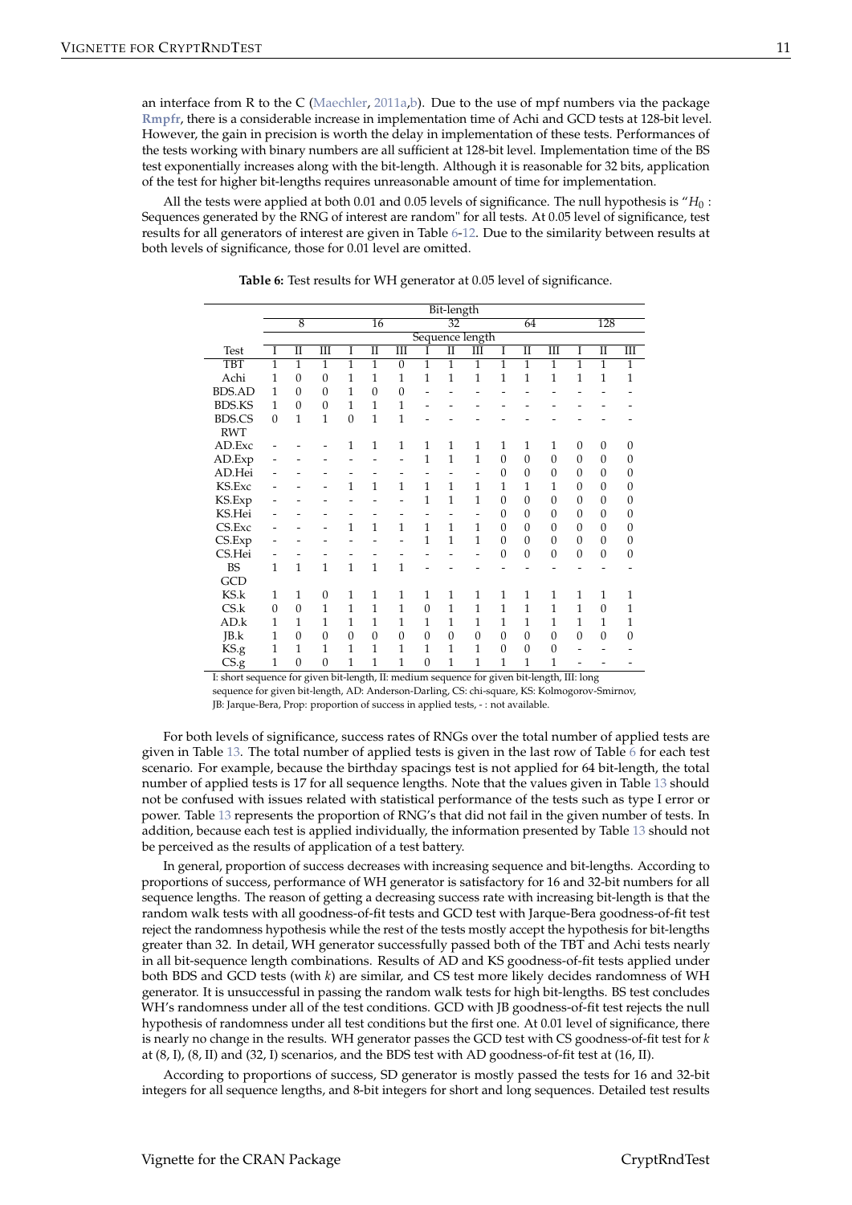an interface from R to the C (Maechler, 2011a,b). Due to the use of mpf numbers via the package **Rmpfr**, there is a considerable increase in implementation time of Achi and GCD tests at 128-bit level. However, the gain in precision is worth the delay in implementation of these tests. Performances of the tests working with binary numbers are all sufficient at 128-bit level. Implementation time of the BS test exponentially increases along with the bit-length. Although it is reasonable for 32 bits, application of the test for higher bit-lengths requires unreasonable amount of time for implementation.

All the tests were applied at both 0.01 and 0.05 levels of significance. The null hypothesis is "$H_0$ : Sequences generated by the RNG of interest are random" for all tests. At 0.05 level of significance, test results for all generators of interest are given in Table 6-12. Due to the similarity between results at both levels of significance, those for 0.01 level are omitted.

**Table 6:** Test results for WH generator at 0.05 level of significance.

| | Bit-length | | | | | | | | | | | | | | |
|---|---|---|---|---|---|---|---|---|---|---|---|---|---|---|---|
| | 8 | | | 16 | | | 32 | | | 64 | | | 128 | | |
| | Sequence length | | | | | | | | | | | | | | |
| Test | I | II | III | I | II | III | I | II | III | I | II | III | I | II | III |
| TBT | 1 | 1 | 1 | 1 | 1 | 0 | 1 | 1 | 1 | 1 | 1 | 1 | 1 | 1 | 1 |
| Achi | 1 | 0 | 0 | 1 | 1 | 1 | 1 | 1 | 1 | 1 | 1 | 1 | 1 | 1 | 1 |
| BDS.AD | 1 | 0 | 0 | 1 | 0 | 0 | - | - | - | - | - | - | - | - | - |
| BDS.KS | 1 | 0 | 0 | 1 | 1 | 1 | - | - | - | - | - | - | - | - | - |
| BDS.CS | 0 | 1 | 1 | 0 | 1 | 1 | - | - | - | - | - | - | - | - | - |
| RWT | | | | | | | | | | | | | | | |
| AD.Exc | - | - | - | 1 | 1 | 1 | 1 | 1 | 1 | 1 | 1 | 1 | 0 | 0 | 0 |
| AD.Exp | - | - | - | - | - | - | 1 | 1 | 1 | 0 | 0 | 0 | 0 | 0 | 0 |
| AD.Hei | - | - | - | - | - | - | - | - | - | 0 | 0 | 0 | 0 | 0 | 0 |
| KS.Exc | - | - | - | 1 | 1 | 1 | 1 | 1 | 1 | 1 | 1 | 1 | 0 | 0 | 0 |
| KS.Exp | - | - | - | - | - | - | 1 | 1 | 1 | 0 | 0 | 0 | 0 | 0 | 0 |
| KS.Hei | - | - | - | - | - | - | - | - | - | 0 | 0 | 0 | 0 | 0 | 0 |
| CS.Exc | - | - | - | 1 | 1 | 1 | 1 | 1 | 1 | 0 | 0 | 0 | 0 | 0 | 0 |
| CS.Exp | - | - | - | - | - | - | 1 | 1 | 1 | 0 | 0 | 0 | 0 | 0 | 0 |
| CS.Hei | - | - | - | - | - | - | - | - | - | 0 | 0 | 0 | 0 | 0 | 0 |
| BS | 1 | 1 | 1 | 1 | 1 | 1 | - | - | - | - | - | - | - | - | - |
| GCD | | | | | | | | | | | | | | | |
| KS.k | 1 | 1 | 0 | 1 | 1 | 1 | 1 | 1 | 1 | 1 | 1 | 1 | 1 | 1 | 1 |
| CS.k | 0 | 0 | 1 | 1 | 1 | 1 | 0 | 1 | 1 | 1 | 1 | 1 | 1 | 0 | 1 |
| AD.k | 1 | 1 | 1 | 1 | 1 | 1 | 1 | 1 | 1 | 1 | 1 | 1 | 1 | 1 | 1 |
| JB.k | 1 | 0 | 0 | 0 | 0 | 0 | 0 | 0 | 0 | 0 | 0 | 0 | 0 | 0 | 0 |
| KS.g | 1 | 1 | 1 | 1 | 1 | 1 | 1 | 1 | 1 | 0 | 0 | 0 | - | - | - |
| CS.g | 1 | 0 | 0 | 1 | 1 | 1 | 0 | 1 | 1 | 1 | 1 | 1 | - | - | - |

I: short sequence for given bit-length, II: medium sequence for given bit-length, III: long sequence for given bit-length, AD: Anderson-Darling, CS: chi-square, KS: Kolmogorov-Smirnov, JB: Jarque-Bera, Prop: proportion of success in applied tests, - : not available.

For both levels of significance, success rates of RNGs over the total number of applied tests are given in Table 13. The total number of applied tests is given in the last row of Table 6 for each test scenario. For example, because the birthday spacings test is not applied for 64 bit-length, the total number of applied tests is 17 for all sequence lengths. Note that the values given in Table 13 should not be confused with issues related with statistical performance of the tests such as type I error or power. Table 13 represents the proportion of RNG's that did not fail in the given number of tests. In addition, because each test is applied individually, the information presented by Table 13 should not be perceived as the results of application of a test battery.

In general, proportion of success decreases with increasing sequence and bit-lengths. According to proportions of success, performance of WH generator is satisfactory for 16 and 32-bit numbers for all sequence lengths. The reason of getting a decreasing success rate with increasing bit-length is that the random walk tests with all goodness-of-fit tests and GCD test with Jarque-Bera goodness-of-fit test reject the randomness hypothesis while the rest of the tests mostly accept the hypothesis for bit-lengths greater than 32. In detail, WH generator successfully passed both of the TBT and Achi tests nearly in all bit-sequence length combinations. Results of AD and KS goodness-of-fit tests applied under both BDS and GCD tests (with $k$) are similar, and CS test more likely decides randomness of WH generator. It is unsuccessful in passing the random walk tests for high bit-lengths. BS test concludes WH's randomness under all of the test conditions. GCD with JB goodness-of-fit test rejects the null hypothesis of randomness under all test conditions but the first one. At 0.01 level of significance, there is nearly no change in the results. WH generator passes the GCD test with CS goodness-of-fit test for $k$ at (8, I), (8, II) and (32, I) scenarios, and the BDS test with AD goodness-of-fit test at (16, II).

According to proportions of success, SD generator is mostly passed the tests for 16 and 32-bit integers for all sequence lengths, and 8-bit integers for short and long sequences. Detailed test results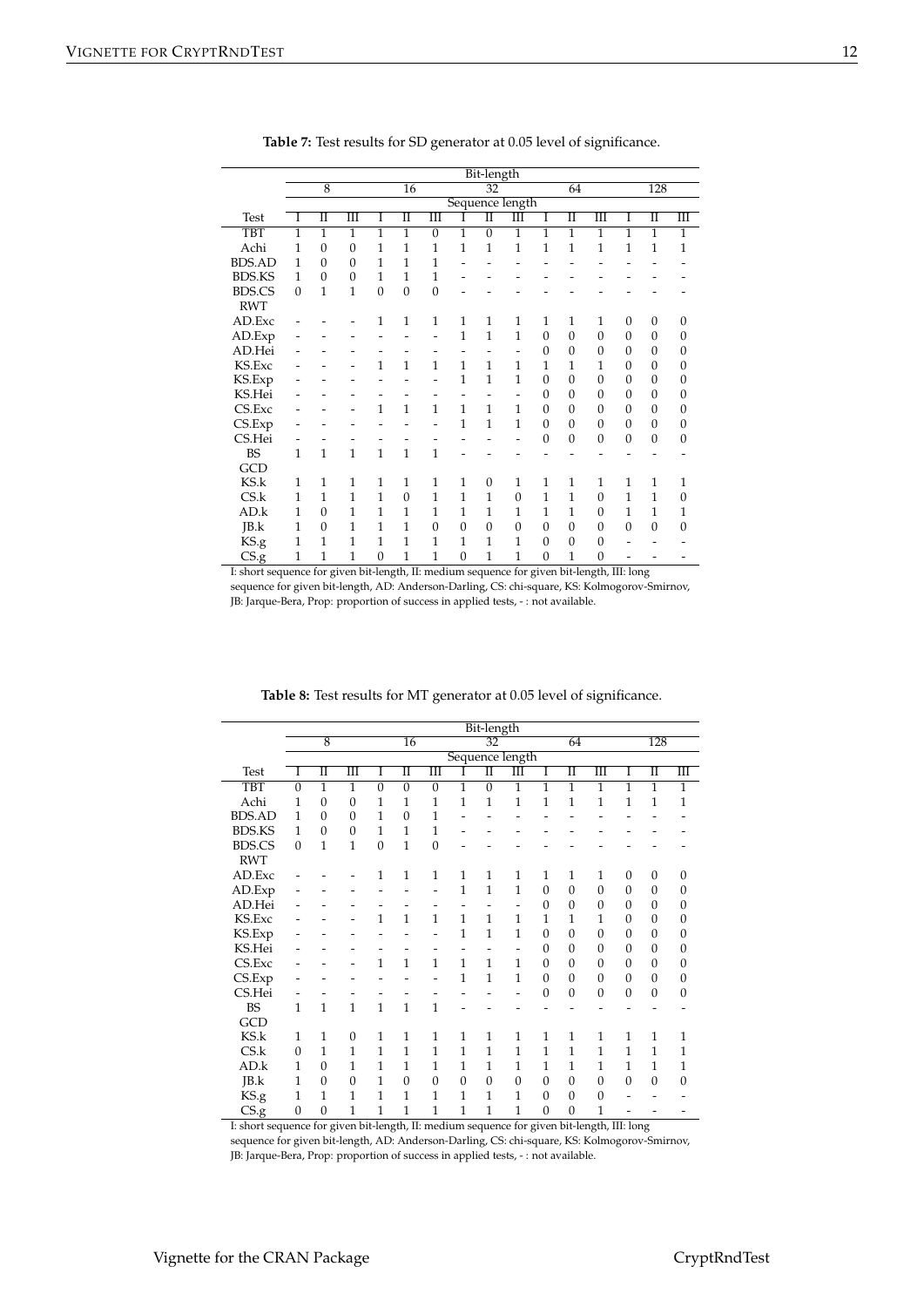**Table 7:** Test results for SD generator at 0.05 level of significance.

| | Bit-length | | | | | | | | | | | | | | |
|---|---|---|---|---|---|---|---|---|---|---|---|---|---|---|---|
| | 8 | | | 16 | | | 32 | | | 64 | | | 128 | | |
| | Sequence length | | | | | | | | | | | | | | |
| Test | I | II | III | I | II | III | I | II | III | I | II | III | I | II | III |
| TBT | 1 | 1 | 1 | 1 | 1 | 0 | 1 | 0 | 1 | 1 | 1 | 1 | 1 | 1 | 1 |
| Achi | 1 | 0 | 0 | 1 | 1 | 1 | 1 | 1 | 1 | 1 | 1 | 1 | 1 | 1 | 1 |
| BDS.AD | 1 | 0 | 0 | 1 | 1 | 1 | - | - | - | - | - | - | - | - | - |
| BDS.KS | 1 | 0 | 0 | 1 | 1 | 1 | - | - | - | - | - | - | - | - | - |
| BDS.CS | 0 | 1 | 1 | 0 | 0 | 0 | - | - | - | - | - | - | - | - | - |
| RWT | | | | | | | | | | | | | | | |
| AD.Exc | - | - | - | 1 | 1 | 1 | 1 | 1 | 1 | 1 | 1 | 1 | 0 | 0 | 0 |
| AD.Exp | - | - | - | - | - | - | 1 | 1 | 1 | 0 | 0 | 0 | 0 | 0 | 0 |
| AD.Hei | - | - | - | - | - | - | - | - | - | 0 | 0 | 0 | 0 | 0 | 0 |
| KS.Exc | - | - | - | 1 | 1 | 1 | 1 | 1 | 1 | 1 | 1 | 1 | 0 | 0 | 0 |
| KS.Exp | - | - | - | - | - | - | 1 | 1 | 1 | 0 | 0 | 0 | 0 | 0 | 0 |
| KS.Hei | - | - | - | - | - | - | - | - | - | 0 | 0 | 0 | 0 | 0 | 0 |
| CS.Exc | - | - | - | 1 | 1 | 1 | 1 | 1 | 1 | 0 | 0 | 0 | 0 | 0 | 0 |
| CS.Exp | - | - | - | - | - | - | 1 | 1 | 1 | 0 | 0 | 0 | 0 | 0 | 0 |
| CS.Hei | - | - | - | - | - | - | - | - | - | 0 | 0 | 0 | 0 | 0 | 0 |
| BS | 1 | 1 | 1 | 1 | 1 | 1 | - | - | - | - | - | - | - | - | - |
| GCD | | | | | | | | | | | | | | | |
| KS.k | 1 | 1 | 1 | 1 | 1 | 1 | 1 | 0 | 1 | 1 | 1 | 1 | 1 | 1 | 1 |
| CS.k | 1 | 1 | 1 | 1 | 0 | 1 | 1 | 1 | 0 | 1 | 1 | 0 | 1 | 1 | 0 |
| AD.k | 1 | 0 | 1 | 1 | 1 | 1 | 1 | 1 | 1 | 1 | 1 | 0 | 1 | 1 | 1 |
| JB.k | 1 | 0 | 1 | 1 | 1 | 0 | 0 | 0 | 0 | 0 | 0 | 0 | 0 | 0 | 0 |
| KS.g | 1 | 1 | 1 | 1 | 1 | 1 | 1 | 1 | 1 | 0 | 0 | 0 | - | - | - |
| CS.g | 1 | 1 | 1 | 0 | 1 | 1 | 0 | 1 | 1 | 0 | 1 | 0 | - | - | - |

I: short sequence for given bit-length, II: medium sequence for given bit-length, III: long sequence for given bit-length, AD: Anderson-Darling, CS: chi-square, KS: Kolmogorov-Smirnov, JB: Jarque-Bera, Prop: proportion of success in applied tests, - : not available.

**Table 8:** Test results for MT generator at 0.05 level of significance.

| | Bit-length | | | | | | | | | | | | | | |
|---|---|---|---|---|---|---|---|---|---|---|---|---|---|---|---|
| | 8 | | | 16 | | | 32 | | | 64 | | | 128 | | |
| | Sequence length | | | | | | | | | | | | | | |
| Test | I | II | III | I | II | III | I | II | III | I | II | III | I | II | III |
| TBT | 0 | 1 | 1 | 0 | 0 | 0 | 1 | 0 | 1 | 1 | 1 | 1 | 1 | 1 | 1 |
| Achi | 1 | 0 | 0 | 1 | 1 | 1 | 1 | 1 | 1 | 1 | 1 | 1 | 1 | 1 | 1 |
| BDS.AD | 1 | 0 | 0 | 1 | 0 | 1 | - | - | - | - | - | - | - | - | - |
| BDS.KS | 1 | 0 | 0 | 1 | 1 | 1 | - | - | - | - | - | - | - | - | - |
| BDS.CS | 0 | 1 | 1 | 0 | 1 | 0 | - | - | - | - | - | - | - | - | - |
| RWT | | | | | | | | | | | | | | | |
| AD.Exc | - | - | - | 1 | 1 | 1 | 1 | 1 | 1 | 1 | 1 | 1 | 0 | 0 | 0 |
| AD.Exp | - | - | - | - | - | - | 1 | 1 | 1 | 0 | 0 | 0 | 0 | 0 | 0 |
| AD.Hei | - | - | - | - | - | - | - | - | - | 0 | 0 | 0 | 0 | 0 | 0 |
| KS.Exc | - | - | - | 1 | 1 | 1 | 1 | 1 | 1 | 1 | 1 | 1 | 0 | 0 | 0 |
| KS.Exp | - | - | - | - | - | - | 1 | 1 | 1 | 0 | 0 | 0 | 0 | 0 | 0 |
| KS.Hei | - | - | - | - | - | - | - | - | - | 0 | 0 | 0 | 0 | 0 | 0 |
| CS.Exc | - | - | - | 1 | 1 | 1 | 1 | 1 | 1 | 0 | 0 | 0 | 0 | 0 | 0 |
| CS.Exp | - | - | - | - | - | - | 1 | 1 | 1 | 0 | 0 | 0 | 0 | 0 | 0 |
| CS.Hei | - | - | - | - | - | - | - | - | - | 0 | 0 | 0 | 0 | 0 | 0 |
| BS | 1 | 1 | 1 | 1 | 1 | 1 | - | - | - | - | - | - | - | - | - |
| GCD | | | | | | | | | | | | | | | |
| KS.k | 1 | 1 | 0 | 1 | 1 | 1 | 1 | 1 | 1 | 1 | 1 | 1 | 1 | 1 | 1 |
| CS.k | 0 | 1 | 1 | 1 | 1 | 1 | 1 | 1 | 1 | 1 | 1 | 1 | 1 | 1 | 1 |
| AD.k | 1 | 0 | 1 | 1 | 1 | 1 | 1 | 1 | 1 | 1 | 1 | 1 | 1 | 1 | 1 |
| JB.k | 1 | 0 | 0 | 1 | 0 | 0 | 0 | 0 | 0 | 0 | 0 | 0 | 0 | 0 | 0 |
| KS.g | 1 | 1 | 1 | 1 | 1 | 1 | 1 | 1 | 1 | 0 | 0 | 0 | - | - | - |
| CS.g | 0 | 0 | 1 | 1 | 1 | 1 | 1 | 1 | 1 | 0 | 0 | 1 | - | - | - |

I: short sequence for given bit-length, II: medium sequence for given bit-length, III: long sequence for given bit-length, AD: Anderson-Darling, CS: chi-square, KS: Kolmogorov-Smirnov, JB: Jarque-Bera, Prop: proportion of success in applied tests, - : not available.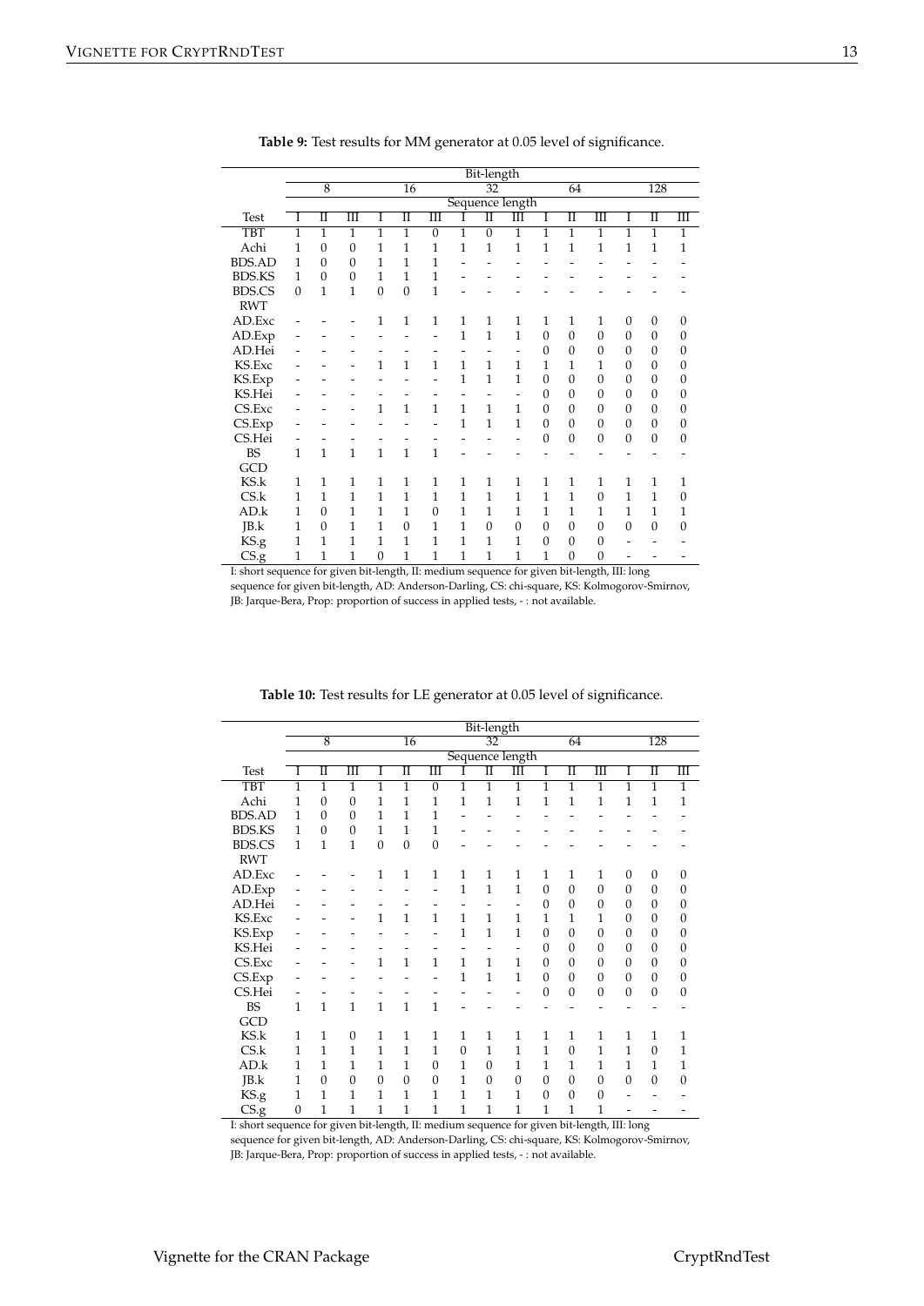**Table 9:** Test results for MM generator at 0.05 level of significance.

| | Bit-length | | | | | | | | | | | | | | |
|---|---|---|---|---|---|---|---|---|---|---|---|---|---|---|---|
| | 8 | | | 16 | | | 32 | | | 64 | | | 128 | | |
| | Sequence length | | | | | | | | | | | | | | |
| Test | I | II | III | I | II | III | I | II | III | I | II | III | I | II | III |
| TBT | 1 | 1 | 1 | 1 | 1 | 0 | 1 | 0 | 1 | 1 | 1 | 1 | 1 | 1 | 1 |
| Achi | 1 | 0 | 0 | 1 | 1 | 1 | 1 | 1 | 1 | 1 | 1 | 1 | 1 | 1 | 1 |
| BDS.AD | 1 | 0 | 0 | 1 | 1 | 1 | - | - | - | - | - | - | - | - | - |
| BDS.KS | 1 | 0 | 0 | 1 | 1 | 1 | - | - | - | - | - | - | - | - | - |
| BDS.CS | 0 | 1 | 1 | 0 | 0 | 1 | - | - | - | - | - | - | - | - | - |
| RWT | | | | | | | | | | | | | | | |
| AD.Exc | - | - | - | 1 | 1 | 1 | 1 | 1 | 1 | 1 | 1 | 1 | 0 | 0 | 0 |
| AD.Exp | - | - | - | - | - | - | 1 | 1 | 1 | 0 | 0 | 0 | 0 | 0 | 0 |
| AD.Hei | - | - | - | - | - | - | - | - | - | 0 | 0 | 0 | 0 | 0 | 0 |
| KS.Exc | - | - | - | 1 | 1 | 1 | 1 | 1 | 1 | 1 | 1 | 1 | 0 | 0 | 0 |
| KS.Exp | - | - | - | - | - | - | 1 | 1 | 1 | 0 | 0 | 0 | 0 | 0 | 0 |
| KS.Hei | - | - | - | - | - | - | - | - | - | 0 | 0 | 0 | 0 | 0 | 0 |
| CS.Exc | - | - | - | 1 | 1 | 1 | 1 | 1 | 1 | 0 | 0 | 0 | 0 | 0 | 0 |
| CS.Exp | - | - | - | - | - | - | 1 | 1 | 1 | 0 | 0 | 0 | 0 | 0 | 0 |
| CS.Hei | - | - | - | - | - | - | - | - | - | 0 | 0 | 0 | 0 | 0 | 0 |
| BS | 1 | 1 | 1 | 1 | 1 | 1 | - | - | - | - | - | - | - | - | - |
| GCD | | | | | | | | | | | | | | | |
| KS.k | 1 | 1 | 1 | 1 | 1 | 1 | 1 | 1 | 1 | 1 | 1 | 1 | 1 | 1 | 1 |
| CS.k | 1 | 1 | 1 | 1 | 1 | 1 | 1 | 1 | 1 | 1 | 1 | 0 | 1 | 1 | 0 |
| AD.k | 1 | 0 | 1 | 1 | 1 | 0 | 1 | 1 | 1 | 1 | 1 | 1 | 1 | 1 | 1 |
| JB.k | 1 | 0 | 1 | 1 | 0 | 1 | 1 | 0 | 0 | 0 | 0 | 0 | 0 | 0 | 0 |
| KS.g | 1 | 1 | 1 | 1 | 1 | 1 | 1 | 1 | 1 | 0 | 0 | 0 | - | - | - |
| CS.g | 1 | 1 | 1 | 0 | 1 | 1 | 1 | 1 | 1 | 1 | 0 | 0 | - | - | - |

I: short sequence for given bit-length, II: medium sequence for given bit-length, III: long sequence for given bit-length, AD: Anderson-Darling, CS: chi-square, KS: Kolmogorov-Smirnov, JB: Jarque-Bera, Prop: proportion of success in applied tests, - : not available.

**Table 10:** Test results for LE generator at 0.05 level of significance.

| | Bit-length | | | | | | | | | | | | | | |
|---|---|---|---|---|---|---|---|---|---|---|---|---|---|---|---|
| | 8 | | | 16 | | | 32 | | | 64 | | | 128 | | |
| | Sequence length | | | | | | | | | | | | | | |
| Test | I | II | III | I | II | III | I | II | III | I | II | III | I | II | III |
| TBT | 1 | 1 | 1 | 1 | 1 | 0 | 1 | 1 | 1 | 1 | 1 | 1 | 1 | 1 | 1 |
| Achi | 1 | 0 | 0 | 1 | 1 | 1 | 1 | 1 | 1 | 1 | 1 | 1 | 1 | 1 | 1 |
| BDS.AD | 1 | 0 | 0 | 1 | 1 | 1 | - | - | - | - | - | - | - | - | - |
| BDS.KS | 1 | 0 | 0 | 1 | 1 | 1 | - | - | - | - | - | - | - | - | - |
| BDS.CS | 1 | 1 | 1 | 0 | 0 | 0 | - | - | - | - | - | - | - | - | - |
| RWT | | | | | | | | | | | | | | | |
| AD.Exc | - | - | - | 1 | 1 | 1 | 1 | 1 | 1 | 1 | 1 | 1 | 0 | 0 | 0 |
| AD.Exp | - | - | - | - | - | - | 1 | 1 | 1 | 0 | 0 | 0 | 0 | 0 | 0 |
| AD.Hei | - | - | - | - | - | - | - | - | - | 0 | 0 | 0 | 0 | 0 | 0 |
| KS.Exc | - | - | - | 1 | 1 | 1 | 1 | 1 | 1 | 1 | 1 | 1 | 0 | 0 | 0 |
| KS.Exp | - | - | - | - | - | - | 1 | 1 | 1 | 0 | 0 | 0 | 0 | 0 | 0 |
| KS.Hei | - | - | - | - | - | - | - | - | - | 0 | 0 | 0 | 0 | 0 | 0 |
| CS.Exc | - | - | - | 1 | 1 | 1 | 1 | 1 | 1 | 0 | 0 | 0 | 0 | 0 | 0 |
| CS.Exp | - | - | - | - | - | - | 1 | 1 | 1 | 0 | 0 | 0 | 0 | 0 | 0 |
| CS.Hei | - | - | - | - | - | - | - | - | - | 0 | 0 | 0 | 0 | 0 | 0 |
| BS | 1 | 1 | 1 | 1 | 1 | 1 | - | - | - | - | - | - | - | - | - |
| GCD | | | | | | | | | | | | | | | |
| KS.k | 1 | 1 | 0 | 1 | 1 | 1 | 1 | 1 | 1 | 1 | 1 | 1 | 1 | 1 | 1 |
| CS.k | 1 | 1 | 1 | 1 | 1 | 1 | 0 | 1 | 1 | 1 | 0 | 1 | 1 | 0 | 1 |
| AD.k | 1 | 1 | 1 | 1 | 1 | 0 | 1 | 0 | 1 | 1 | 1 | 1 | 1 | 1 | 1 |
| JB.k | 1 | 0 | 0 | 0 | 0 | 0 | 1 | 0 | 0 | 0 | 0 | 0 | 0 | 0 | 0 |
| KS.g | 1 | 1 | 1 | 1 | 1 | 1 | 1 | 1 | 1 | 0 | 0 | 0 | - | - | - |
| CS.g | 0 | 1 | 1 | 1 | 1 | 1 | 1 | 1 | 1 | 1 | 1 | 1 | - | - | - |

I: short sequence for given bit-length, II: medium sequence for given bit-length, III: long sequence for given bit-length, AD: Anderson-Darling, CS: chi-square, KS: Kolmogorov-Smirnov, JB: Jarque-Bera, Prop: proportion of success in applied tests, - : not available.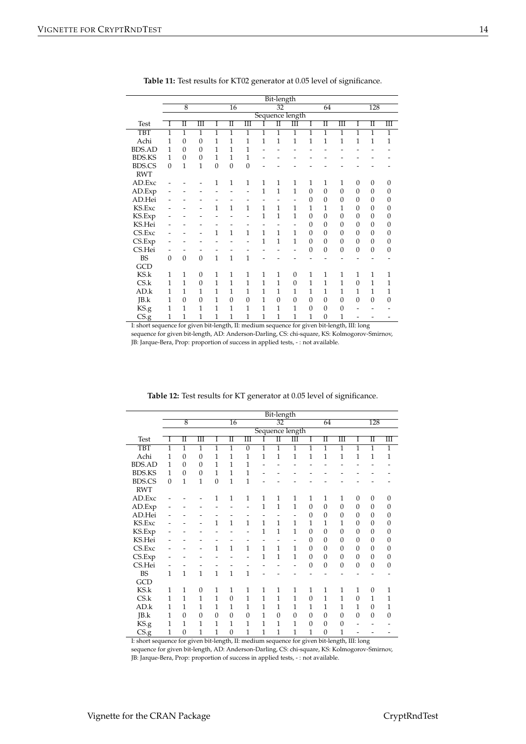**Table 11:** Test results for KT02 generator at 0.05 level of significance.

| | Bit-length | | | | | | | | | | | | | | |
|---|---|---|---|---|---|---|---|---|---|---|---|---|---|---|---|
| | 8 | | | 16 | | | 32 | | | 64 | | | 128 | | |
| | Sequence length | | | | | | | | | | | | | | |
| Test | I | II | III | I | II | III | I | II | III | I | II | III | I | II | III |
| TBT | 1 | 1 | 1 | 1 | 1 | 1 | 1 | 1 | 1 | 1 | 1 | 1 | 1 | 1 | 1 |
| Achi | 1 | 0 | 0 | 1 | 1 | 1 | 1 | 1 | 1 | 1 | 1 | 1 | 1 | 1 | 1 |
| BDS.AD | 1 | 0 | 0 | 1 | 1 | 1 | - | - | - | - | - | - | - | - | - |
| BDS.KS | 1 | 0 | 0 | 1 | 1 | 1 | - | - | - | - | - | - | - | - | - |
| BDS.CS | 0 | 1 | 1 | 0 | 0 | 0 | - | - | - | - | - | - | - | - | - |
| RWT | | | | | | | | | | | | | | | |
| AD.Exc | - | - | - | 1 | 1 | 1 | 1 | 1 | 1 | 1 | 1 | 1 | 0 | 0 | 0 |
| AD.Exp | - | - | - | - | - | - | 1 | 1 | 1 | 0 | 0 | 0 | 0 | 0 | 0 |
| AD.Hei | - | - | - | - | - | - | - | - | - | 0 | 0 | 0 | 0 | 0 | 0 |
| KS.Exc | - | - | - | 1 | 1 | 1 | 1 | 1 | 1 | 1 | 1 | 1 | 0 | 0 | 0 |
| KS.Exp | - | - | - | - | - | - | 1 | 1 | 1 | 0 | 0 | 0 | 0 | 0 | 0 |
| KS.Hei | - | - | - | - | - | - | - | - | - | 0 | 0 | 0 | 0 | 0 | 0 |
| CS.Exc | - | - | - | 1 | 1 | 1 | 1 | 1 | 1 | 0 | 0 | 0 | 0 | 0 | 0 |
| CS.Exp | - | - | - | - | - | - | 1 | 1 | 1 | 0 | 0 | 0 | 0 | 0 | 0 |
| CS.Hei | - | - | - | - | - | - | - | - | - | 0 | 0 | 0 | 0 | 0 | 0 |
| BS | 0 | 0 | 0 | 1 | 1 | 1 | - | - | - | - | - | - | - | - | - |
| GCD | | | | | | | | | | | | | | | |
| KS.k | 1 | 1 | 0 | 1 | 1 | 1 | 1 | 1 | 0 | 1 | 1 | 1 | 1 | 1 | 1 |
| CS.k | 1 | 1 | 0 | 1 | 1 | 1 | 1 | 1 | 0 | 1 | 1 | 1 | 0 | 1 | 1 |
| AD.k | 1 | 1 | 1 | 1 | 1 | 1 | 1 | 1 | 1 | 1 | 1 | 1 | 1 | 1 | 1 |
| JB.k | 1 | 0 | 0 | 1 | 0 | 0 | 1 | 0 | 0 | 0 | 0 | 0 | 0 | 0 | 0 |
| KS.g | 1 | 1 | 1 | 1 | 1 | 1 | 1 | 1 | 1 | 0 | 0 | 0 | - | - | - |
| CS.g | 1 | 1 | 1 | 1 | 1 | 1 | 1 | 1 | 1 | 1 | 0 | 1 | - | - | - |

I: short sequence for given bit-length, II: medium sequence for given bit-length, III: long sequence for given bit-length, AD: Anderson-Darling, CS: chi-square, KS: Kolmogorov-Smirnov, JB: Jarque-Bera, Prop: proportion of success in applied tests, - : not available.

**Table 12:** Test results for KT generator at 0.05 level of significance.

| | Bit-length | | | | | | | | | | | | | | |
|---|---|---|---|---|---|---|---|---|---|---|---|---|---|---|---|
| | 8 | | | 16 | | | 32 | | | 64 | | | 128 | | |
| | Sequence length | | | | | | | | | | | | | | |
| Test | I | II | III | I | II | III | I | II | III | I | II | III | I | II | III |
| TBT | 1 | 1 | 1 | 1 | 1 | 0 | 1 | 1 | 1 | 1 | 1 | 1 | 1 | 1 | 1 |
| Achi | 1 | 0 | 0 | 1 | 1 | 1 | 1 | 1 | 1 | 1 | 1 | 1 | 1 | 1 | 1 |
| BDS.AD | 1 | 0 | 0 | 1 | 1 | 1 | - | - | - | - | - | - | - | - | - |
| BDS.KS | 1 | 0 | 0 | 1 | 1 | 1 | - | - | - | - | - | - | - | - | - |
| BDS.CS | 0 | 1 | 1 | 0 | 1 | 1 | - | - | - | - | - | - | - | - | - |
| RWT | | | | | | | | | | | | | | | |
| AD.Exc | - | - | - | 1 | 1 | 1 | 1 | 1 | 1 | 1 | 1 | 1 | 0 | 0 | 0 |
| AD.Exp | - | - | - | - | - | - | 1 | 1 | 1 | 0 | 0 | 0 | 0 | 0 | 0 |
| AD.Hei | - | - | - | - | - | - | - | - | - | 0 | 0 | 0 | 0 | 0 | 0 |
| KS.Exc | - | - | - | 1 | 1 | 1 | 1 | 1 | 1 | 1 | 1 | 1 | 0 | 0 | 0 |
| KS.Exp | - | - | - | - | - | - | 1 | 1 | 1 | 0 | 0 | 0 | 0 | 0 | 0 |
| KS.Hei | - | - | - | - | - | - | - | - | - | 0 | 0 | 0 | 0 | 0 | 0 |
| CS.Exc | - | - | - | 1 | 1 | 1 | 1 | 1 | 1 | 0 | 0 | 0 | 0 | 0 | 0 |
| CS.Exp | - | - | - | - | - | - | 1 | 1 | 1 | 0 | 0 | 0 | 0 | 0 | 0 |
| CS.Hei | - | - | - | - | - | - | - | - | - | 0 | 0 | 0 | 0 | 0 | 0 |
| BS | 1 | 1 | 1 | 1 | 1 | 1 | - | - | - | - | - | - | - | - | - |
| GCD | | | | | | | | | | | | | | | |
| KS.k | 1 | 1 | 0 | 1 | 1 | 1 | 1 | 1 | 1 | 1 | 1 | 1 | 1 | 0 | 1 |
| CS.k | 1 | 1 | 1 | 1 | 0 | 1 | 1 | 1 | 1 | 0 | 1 | 1 | 0 | 1 | 1 |
| AD.k | 1 | 1 | 1 | 1 | 1 | 1 | 1 | 1 | 1 | 1 | 1 | 1 | 1 | 0 | 1 |
| JB.k | 1 | 0 | 0 | 0 | 0 | 0 | 1 | 0 | 0 | 0 | 0 | 0 | 0 | 0 | 0 |
| KS.g | 1 | 1 | 1 | 1 | 1 | 1 | 1 | 1 | 1 | 0 | 0 | 0 | - | - | - |
| CS.g | 1 | 0 | 1 | 1 | 0 | 1 | 1 | 1 | 1 | 1 | 0 | 1 | - | - | - |

I: short sequence for given bit-length, II: medium sequence for given bit-length, III: long sequence for given bit-length, AD: Anderson-Darling, CS: chi-square, KS: Kolmogorov-Smirnov, JB: Jarque-Bera, Prop: proportion of success in applied tests, - : not available.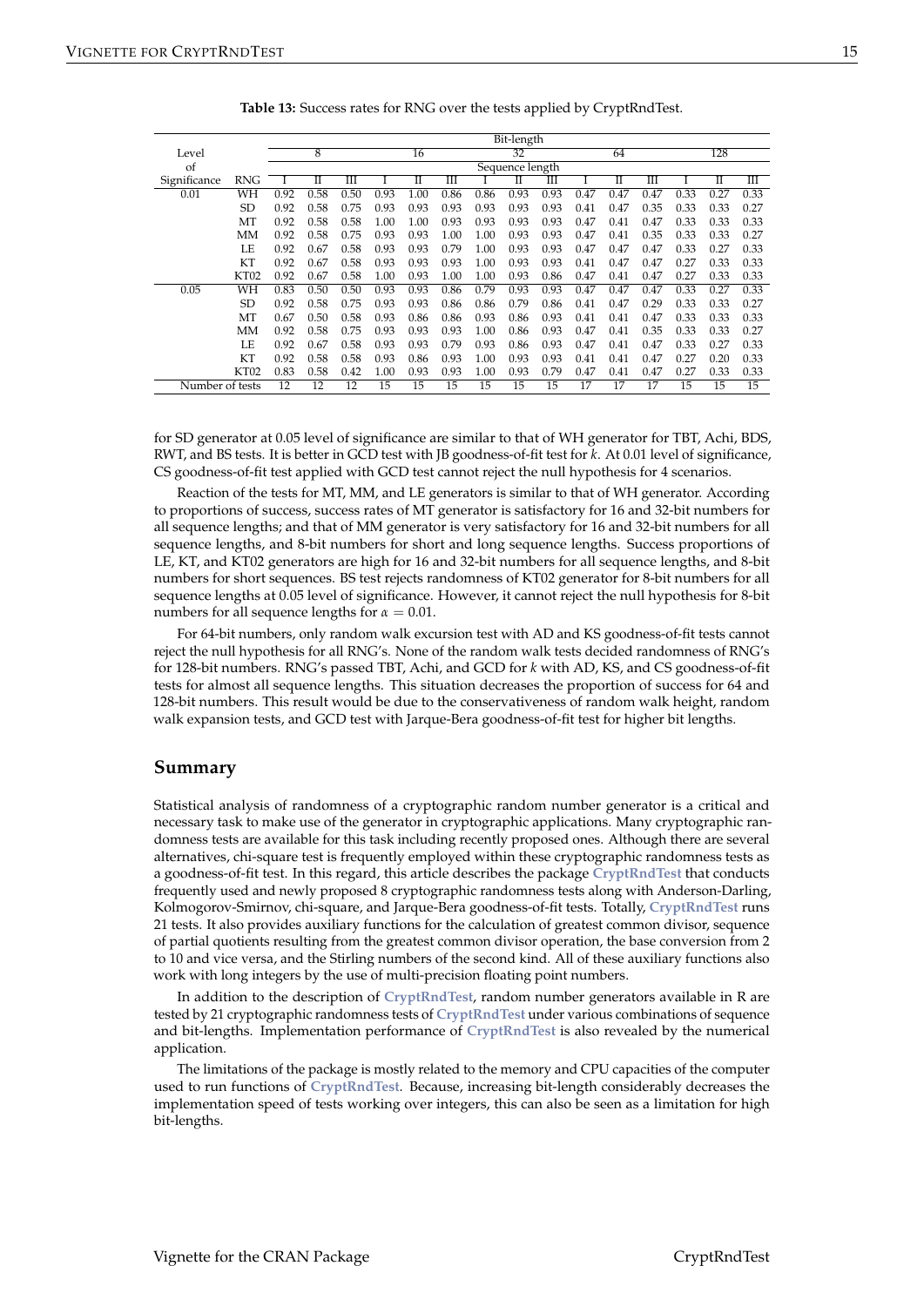**Table 13:** Success rates for RNG over the tests applied by CryptRndTest.

| Level of Significance | RNG | Bit-length 8 | | | 16 | | | 32 | | | 64 | | | 128 | | |
|---|---|---|---|---|---|---|---|---|---|---|---|---|---|---|---|---|
| | | Sequence length I | II | III | I | II | III | I | II | III | I | II | III | I | II | III |
| 0.01 | WH | 0.92 | 0.58 | 0.50 | 0.93 | 1.00 | 0.86 | 0.86 | 0.93 | 0.93 | 0.47 | 0.47 | 0.47 | 0.33 | 0.27 | 0.33 |
| | SD | 0.92 | 0.58 | 0.75 | 0.93 | 0.93 | 0.93 | 0.93 | 0.93 | 0.93 | 0.41 | 0.47 | 0.35 | 0.33 | 0.33 | 0.27 |
| | MT | 0.92 | 0.58 | 0.58 | 1.00 | 1.00 | 0.93 | 0.93 | 0.93 | 0.93 | 0.47 | 0.41 | 0.47 | 0.33 | 0.33 | 0.33 |
| | MM | 0.92 | 0.58 | 0.75 | 0.93 | 0.93 | 1.00 | 1.00 | 0.93 | 0.93 | 0.47 | 0.41 | 0.35 | 0.33 | 0.33 | 0.27 |
| | LE | 0.92 | 0.67 | 0.58 | 0.93 | 0.93 | 0.79 | 1.00 | 0.93 | 0.93 | 0.47 | 0.47 | 0.47 | 0.33 | 0.27 | 0.33 |
| | KT | 0.92 | 0.67 | 0.58 | 0.93 | 0.93 | 0.93 | 1.00 | 0.93 | 0.93 | 0.41 | 0.47 | 0.47 | 0.27 | 0.33 | 0.33 |
| | KT02 | 0.92 | 0.67 | 0.58 | 1.00 | 0.93 | 1.00 | 1.00 | 0.93 | 0.86 | 0.47 | 0.41 | 0.47 | 0.27 | 0.33 | 0.33 |
| 0.05 | WH | 0.83 | 0.50 | 0.50 | 0.93 | 0.93 | 0.86 | 0.79 | 0.93 | 0.93 | 0.47 | 0.47 | 0.47 | 0.33 | 0.27 | 0.33 |
| | SD | 0.92 | 0.58 | 0.75 | 0.93 | 0.93 | 0.86 | 0.86 | 0.79 | 0.86 | 0.41 | 0.47 | 0.29 | 0.33 | 0.33 | 0.27 |
| | MT | 0.67 | 0.50 | 0.58 | 0.93 | 0.86 | 0.86 | 0.93 | 0.86 | 0.93 | 0.41 | 0.41 | 0.47 | 0.33 | 0.33 | 0.33 |
| | MM | 0.92 | 0.58 | 0.75 | 0.93 | 0.93 | 0.93 | 1.00 | 0.86 | 0.93 | 0.47 | 0.41 | 0.35 | 0.33 | 0.33 | 0.27 |
| | LE | 0.92 | 0.67 | 0.58 | 0.93 | 0.93 | 0.79 | 0.93 | 0.86 | 0.93 | 0.47 | 0.41 | 0.47 | 0.33 | 0.27 | 0.33 |
| | KT | 0.92 | 0.58 | 0.58 | 0.93 | 0.86 | 0.93 | 1.00 | 0.93 | 0.93 | 0.41 | 0.41 | 0.47 | 0.27 | 0.20 | 0.33 |
| | KT02 | 0.83 | 0.58 | 0.42 | 1.00 | 0.93 | 0.93 | 1.00 | 0.93 | 0.79 | 0.47 | 0.41 | 0.47 | 0.27 | 0.33 | 0.33 |
| Number of tests | | 12 | 12 | 12 | 15 | 15 | 15 | 15 | 15 | 15 | 17 | 17 | 17 | 15 | 15 | 15 |

for SD generator at 0.05 level of significance are similar to that of WH generator for TBT, Achi, BDS, RWT, and BS tests. It is better in GCD test with JB goodness-of-fit test for $k$. At 0.01 level of significance, CS goodness-of-fit test applied with GCD test cannot reject the null hypothesis for 4 scenarios.

Reaction of the tests for MT, MM, and LE generators is similar to that of WH generator. According to proportions of success, success rates of MT generator is satisfactory for 16 and 32-bit numbers for all sequence lengths; and that of MM generator is very satisfactory for 16 and 32-bit numbers for all sequence lengths, and 8-bit numbers for short and long sequence lengths. Success proportions of LE, KT, and KT02 generators are high for 16 and 32-bit numbers for all sequence lengths, and 8-bit numbers for short sequences. BS test rejects randomness of KT02 generator for 8-bit numbers for all sequence lengths at 0.05 level of significance. However, it cannot reject the null hypothesis for 8-bit numbers for all sequence lengths for $\alpha = 0.01$.

For 64-bit numbers, only random walk excursion test with AD and KS goodness-of-fit tests cannot reject the null hypothesis for all RNG's. None of the random walk tests decided randomness of RNG's for 128-bit numbers. RNG's passed TBT, Achi, and GCD for $k$ with AD, KS, and CS goodness-of-fit tests for almost all sequence lengths. This situation decreases the proportion of success for 64 and 128-bit numbers. This result would be due to the conservativeness of random walk height, random walk expansion tests, and GCD test with Jarque-Bera goodness-of-fit test for higher bit lengths.

## Summary

Statistical analysis of randomness of a cryptographic random number generator is a critical and necessary task to make use of the generator in cryptographic applications. Many cryptographic randomness tests are available for this task including recently proposed ones. Although there are several alternatives, chi-square test is frequently employed within these cryptographic randomness tests as a goodness-of-fit test. In this regard, this article describes the package **CryptRndTest** that conducts frequently used and newly proposed 8 cryptographic randomness tests along with Anderson-Darling, Kolmogorov-Smirnov, chi-square, and Jarque-Bera goodness-of-fit tests. Totally, **CryptRndTest** runs 21 tests. It also provides auxiliary functions for the calculation of greatest common divisor, sequence of partial quotients resulting from the greatest common divisor operation, the base conversion from 2 to 10 and vice versa, and the Stirling numbers of the second kind. All of these auxiliary functions also work with long integers by the use of multi-precision floating point numbers.

In addition to the description of **CryptRndTest**, random number generators available in R are tested by 21 cryptographic randomness tests of **CryptRndTest** under various combinations of sequence and bit-lengths. Implementation performance of **CryptRndTest** is also revealed by the numerical application.

The limitations of the package is mostly related to the memory and CPU capacities of the computer used to run functions of **CryptRndTest**. Because, increasing bit-length considerably decreases the implementation speed of tests working over integers, this can also be seen as a limitation for high bit-lengths.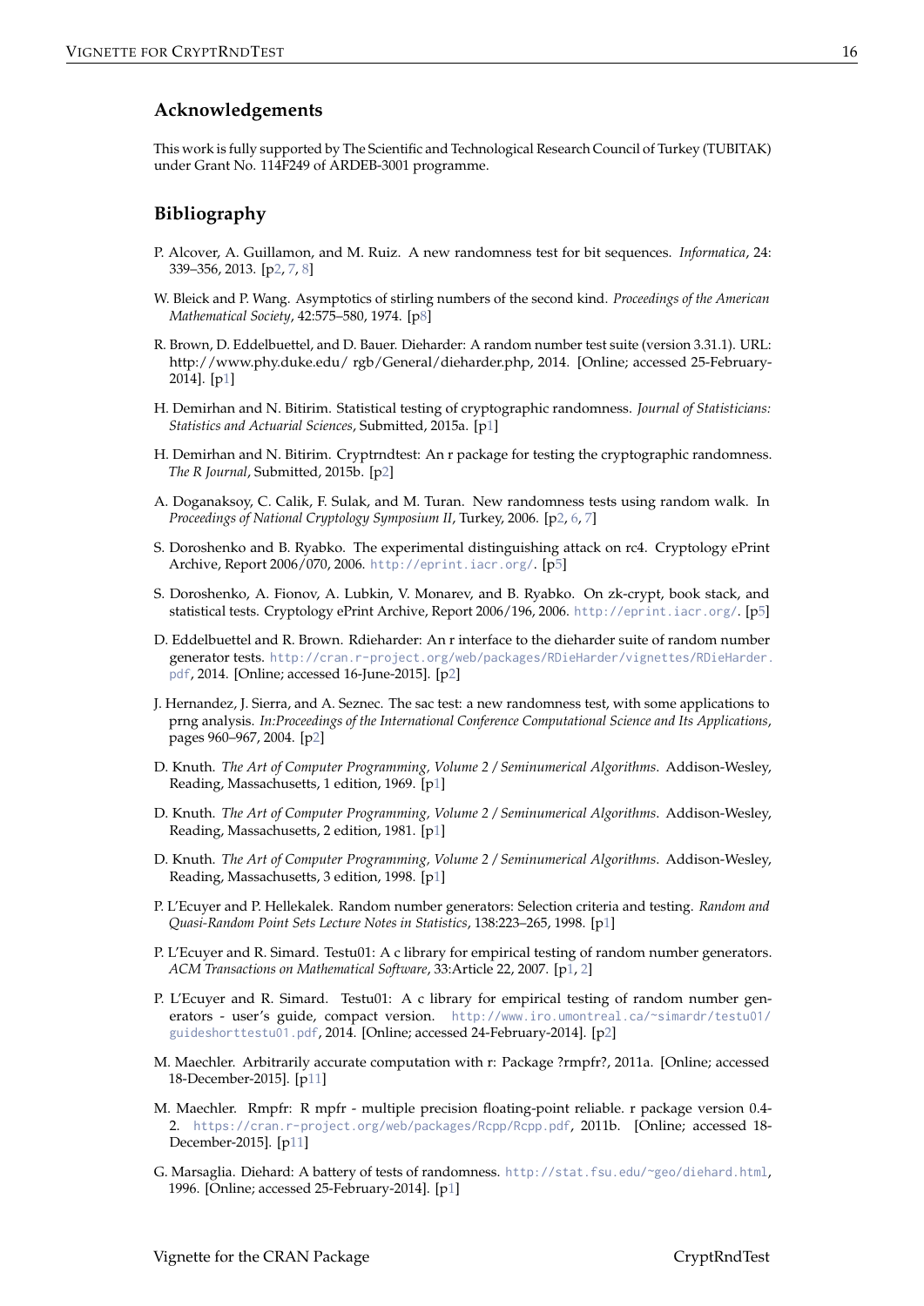## Acknowledgements

This work is fully supported by The Scientific and Technological Research Council of Turkey (TUBITAK) under Grant No. 114F249 of ARDEB-3001 programme.

## Bibliography

P. Alcover, A. Guillamon, and M. Ruiz. A new randomness test for bit sequences. *Informatica*, 24: 339–356, 2013. [p2, 7, 8]

W. Bleick and P. Wang. Asymptotics of stirling numbers of the second kind. *Proceedings of the American Mathematical Society*, 42:575–580, 1974. [p8]

R. Brown, D. Eddelbuettel, and D. Bauer. Dieharder: A random number test suite (version 3.31.1). URL: http://www.phy.duke.edu/ rgb/General/dieharder.php, 2014. [Online; accessed 25-February-2014]. [p1]

H. Demirhan and N. Bitirim. Statistical testing of cryptographic randomness. *Journal of Statisticians: Statistics and Actuarial Sciences*, Submitted, 2015a. [p1]

H. Demirhan and N. Bitirim. Cryptrndtest: An r package for testing the cryptographic randomness. *The R Journal*, Submitted, 2015b. [p2]

A. Doganaksoy, C. Calik, F. Sulak, and M. Turan. New randomness tests using random walk. In *Proceedings of National Cryptology Symposium II*, Turkey, 2006. [p2, 6, 7]

S. Doroshenko and B. Ryabko. The experimental distinguishing attack on rc4. Cryptology ePrint Archive, Report 2006/070, 2006. http://eprint.iacr.org/. [p5]

S. Doroshenko, A. Fionov, A. Lubkin, V. Monarev, and B. Ryabko. On zk-crypt, book stack, and statistical tests. Cryptology ePrint Archive, Report 2006/196, 2006. http://eprint.iacr.org/. [p5]

D. Eddelbuettel and R. Brown. Rdieharder: An r interface to the dieharder suite of random number generator tests. http://cran.r-project.org/web/packages/RDieHarder/vignettes/RDieHarder.pdf, 2014. [Online; accessed 16-June-2015]. [p2]

J. Hernandez, J. Sierra, and A. Seznec. The sac test: a new randomness test, with some applications to prng analysis. *In:Proceedings of the International Conference Computational Science and Its Applications*, pages 960–967, 2004. [p2]

D. Knuth. *The Art of Computer Programming, Volume 2 / Seminumerical Algorithms*. Addison-Wesley, Reading, Massachusetts, 1 edition, 1969. [p1]

D. Knuth. *The Art of Computer Programming, Volume 2 / Seminumerical Algorithms*. Addison-Wesley, Reading, Massachusetts, 2 edition, 1981. [p1]

D. Knuth. *The Art of Computer Programming, Volume 2 / Seminumerical Algorithms*. Addison-Wesley, Reading, Massachusetts, 3 edition, 1998. [p1]

P. L'Ecuyer and P. Hellekalek. Random number generators: Selection criteria and testing. *Random and Quasi-Random Point Sets Lecture Notes in Statistics*, 138:223–265, 1998. [p1]

P. L'Ecuyer and R. Simard. Testu01: A c library for empirical testing of random number generators. *ACM Transactions on Mathematical Software*, 33:Article 22, 2007. [p1, 2]

P. L'Ecuyer and R. Simard. Testu01: A c library for empirical testing of random number generators - user's guide, compact version. http://www.iro.umontreal.ca/~simardr/testu01/guideshorttestu01.pdf, 2014. [Online; accessed 24-February-2014]. [p2]

M. Maechler. Arbitrarily accurate computation with r: Package ?rmpfr?, 2011a. [Online; accessed 18-December-2015]. [p11]

M. Maechler. Rmpfr: R mpfr - multiple precision floating-point reliable. r package version 0.4-2. https://cran.r-project.org/web/packages/Rcpp/Rcpp.pdf, 2011b. [Online; accessed 18-December-2015]. [p11]

G. Marsaglia. Diehard: A battery of tests of randomness. http://stat.fsu.edu/~geo/diehard.html, 1996. [Online; accessed 25-February-2014]. [p1]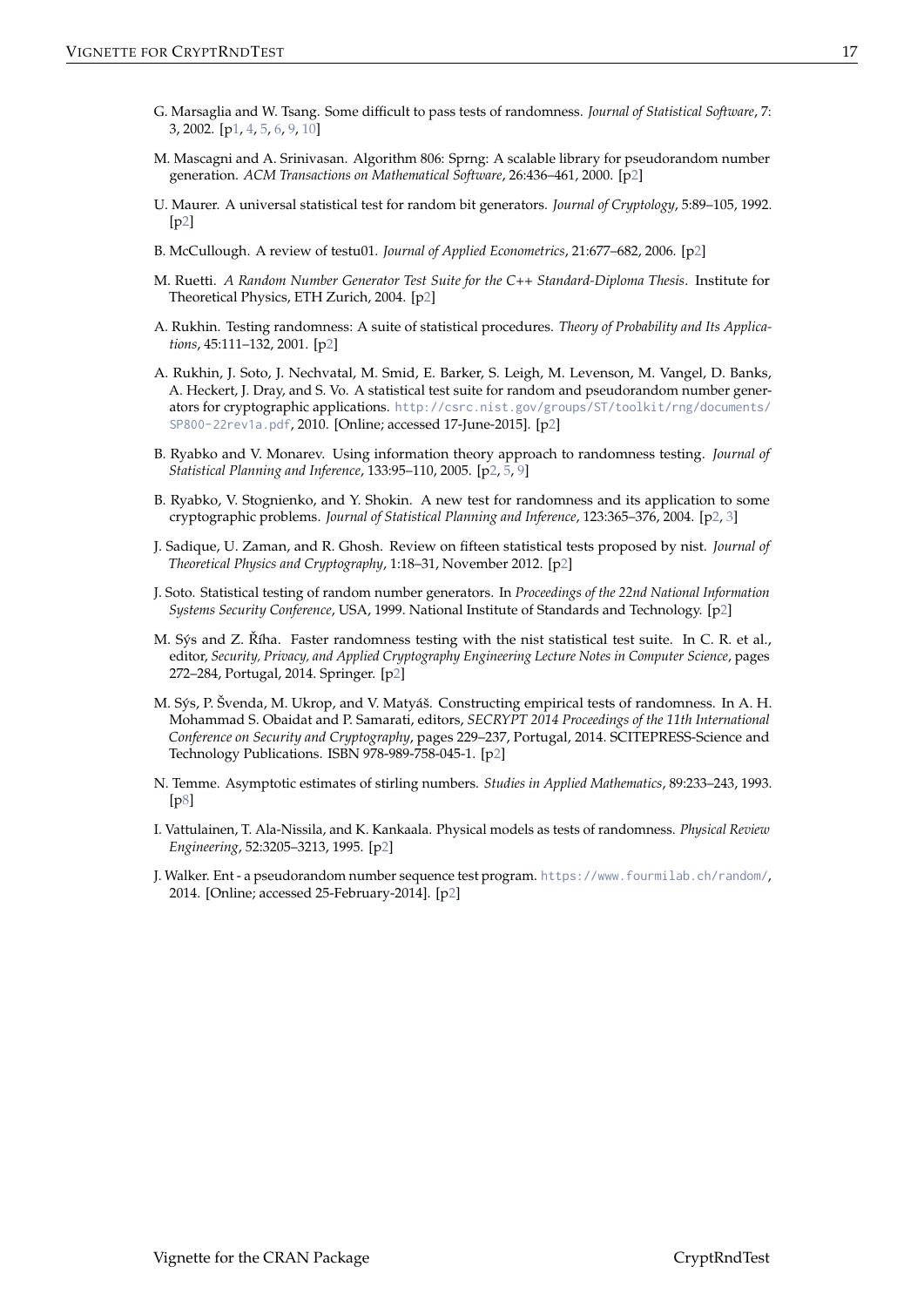G. Marsaglia and W. Tsang. Some difficult to pass tests of randomness. *Journal of Statistical Software*, 7: 3, 2002. [p1, 4, 5, 6, 9, 10]

M. Mascagni and A. Srinivasan. Algorithm 806: Sprng: A scalable library for pseudorandom number generation. *ACM Transactions on Mathematical Software*, 26:436–461, 2000. [p2]

U. Maurer. A universal statistical test for random bit generators. *Journal of Cryptology*, 5:89–105, 1992. [p2]

B. McCullough. A review of testu01. *Journal of Applied Econometrics*, 21:677–682, 2006. [p2]

M. Ruetti. *A Random Number Generator Test Suite for the C++ Standard-Diploma Thesis*. Institute for Theoretical Physics, ETH Zurich, 2004. [p2]

A. Rukhin. Testing randomness: A suite of statistical procedures. *Theory of Probability and Its Applications*, 45:111–132, 2001. [p2]

A. Rukhin, J. Soto, J. Nechvatal, M. Smid, E. Barker, S. Leigh, M. Levenson, M. Vangel, D. Banks, A. Heckert, J. Dray, and S. Vo. A statistical test suite for random and pseudorandom number generators for cryptographic applications. http://csrc.nist.gov/groups/ST/toolkit/rng/documents/SP800-22rev1a.pdf, 2010. [Online; accessed 17-June-2015]. [p2]

B. Ryabko and V. Monarev. Using information theory approach to randomness testing. *Journal of Statistical Planning and Inference*, 133:95–110, 2005. [p2, 5, 9]

B. Ryabko, V. Stognienko, and Y. Shokin. A new test for randomness and its application to some cryptographic problems. *Journal of Statistical Planning and Inference*, 123:365–376, 2004. [p2, 3]

J. Sadique, U. Zaman, and R. Ghosh. Review on fifteen statistical tests proposed by nist. *Journal of Theoretical Physics and Cryptography*, 1:18–31, November 2012. [p2]

J. Soto. Statistical testing of random number generators. In *Proceedings of the 22nd National Information Systems Security Conference*, USA, 1999. National Institute of Standards and Technology. [p2]

M. Sýs and Z. Říha. Faster randomness testing with the nist statistical test suite. In C. R. et al., editor, *Security, Privacy, and Applied Cryptography Engineering Lecture Notes in Computer Science*, pages 272–284, Portugal, 2014. Springer. [p2]

M. Sýs, P. Švenda, M. Ukrop, and V. Matyáš. Constructing empirical tests of randomness. In A. H. Mohammad S. Obaidat and P. Samarati, editors, *SECRYPT 2014 Proceedings of the 11th International Conference on Security and Cryptography*, pages 229–237, Portugal, 2014. SCITEPRESS-Science and Technology Publications. ISBN 978-989-758-045-1. [p2]

N. Temme. Asymptotic estimates of stirling numbers. *Studies in Applied Mathematics*, 89:233–243, 1993. [p8]

I. Vattulainen, T. Ala-Nissila, and K. Kankaala. Physical models as tests of randomness. *Physical Review Engineering*, 52:3205–3213, 1995. [p2]

J. Walker. Ent - a pseudorandom number sequence test program. https://www.fourmilab.ch/random/, 2014. [Online; accessed 25-February-2014]. [p2]